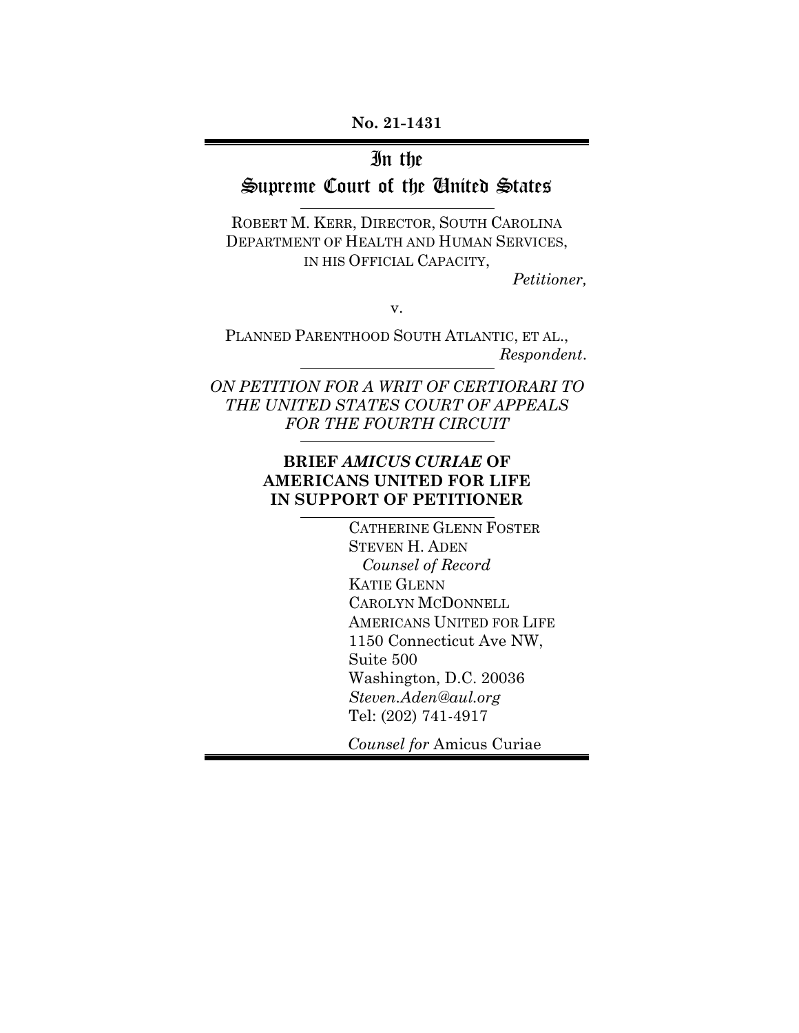**No. 21-1431**

# In the Supreme Court of the United States

ROBERT M. KERR, DIRECTOR, SOUTH CAROLINA DEPARTMENT OF HEALTH AND HUMAN SERVICES, IN HIS OFFICIAL CAPACITY,

*Petitioner,*

v.

PLANNED PARENTHOOD SOUTH ATLANTIC, ET AL.,

*Respondent.*

*ON PETITION FOR A WRIT OF CERTIORARI TO THE UNITED STATES COURT OF APPEALS FOR THE FOURTH CIRCUIT*

## BRIEF *AMICUS CURIAE* OF AMERICANS UNITED FOR LIFE IN SUPPORT OF PETITIONER

CATHERINE GLENN FOSTER
STEVEN H. ADEN
*Counsel of Record*
KATIE GLENN
CAROLYN MCDONNELL
AMERICANS UNITED FOR LIFE
1150 Connecticut Ave NW,
Suite 500
Washington, D.C. 20036
*Steven.Aden@aul.org*
Tel: (202) 741-4917

*Counsel for* Amicus Curiae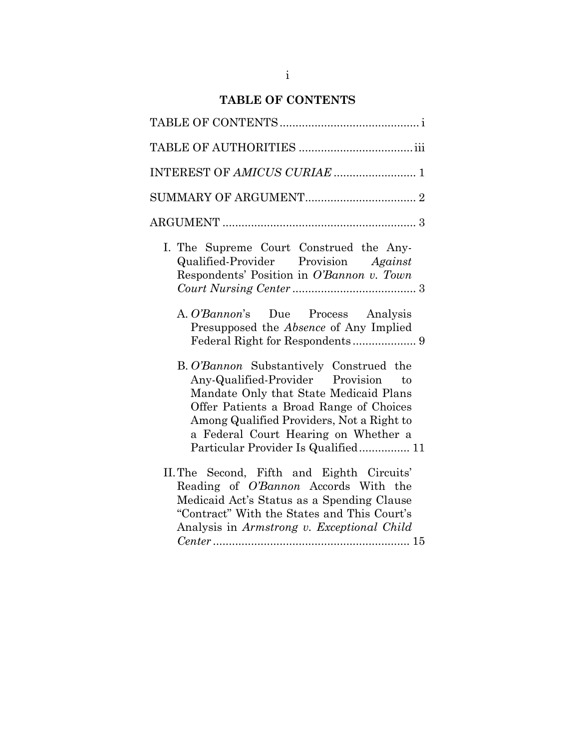# TABLE OF CONTENTS

TABLE OF CONTENTS ........................................... i

TABLE OF AUTHORITIES .................................... iii

INTEREST OF *AMICUS CURIAE* .......................... 1

SUMMARY OF ARGUMENT................................... 2

ARGUMENT ............................................................. 3

I. The Supreme Court Construed the Any-Qualified-Provider Provision *Against* Respondents' Position in *O'Bannon v. Town Court Nursing Center* ....................................... 3

   A. *O'Bannon*'s Due Process Analysis Presupposed the *Absence* of Any Implied Federal Right for Respondents .................... 9

   B. *O'Bannon* Substantively Construed the Any-Qualified-Provider Provision to Mandate Only that State Medicaid Plans Offer Patients a Broad Range of Choices Among Qualified Providers, Not a Right to a Federal Court Hearing on Whether a Particular Provider Is Qualified................ 11

II. The Second, Fifth and Eighth Circuits' Reading of *O'Bannon* Accords With the Medicaid Act's Status as a Spending Clause "Contract" With the States and This Court's Analysis in *Armstrong v. Exceptional Child Center* ............................................................. 15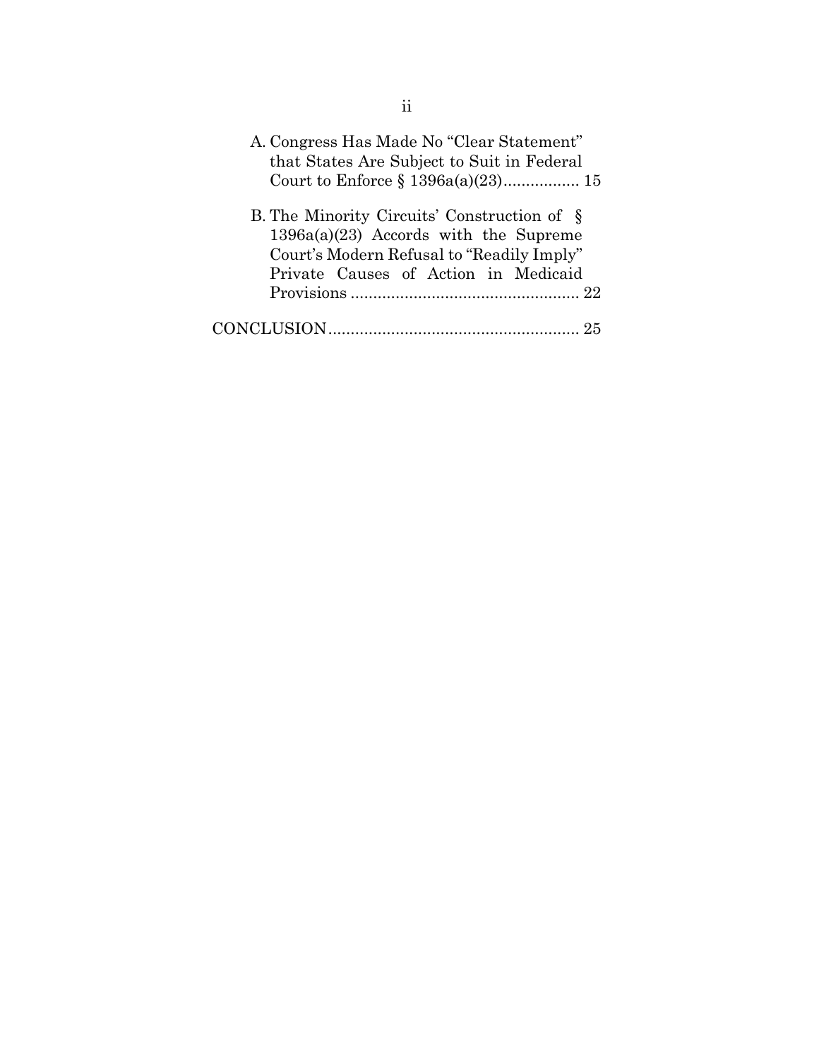A. Congress Has Made No "Clear Statement" that States Are Subject to Suit in Federal Court to Enforce § 1396a(a)(23)................. 15

B. The Minority Circuits' Construction of § 1396a(a)(23) Accords with the Supreme Court's Modern Refusal to "Readily Imply" Private Causes of Action in Medicaid Provisions .................................................... 22

CONCLUSION........................................................ 25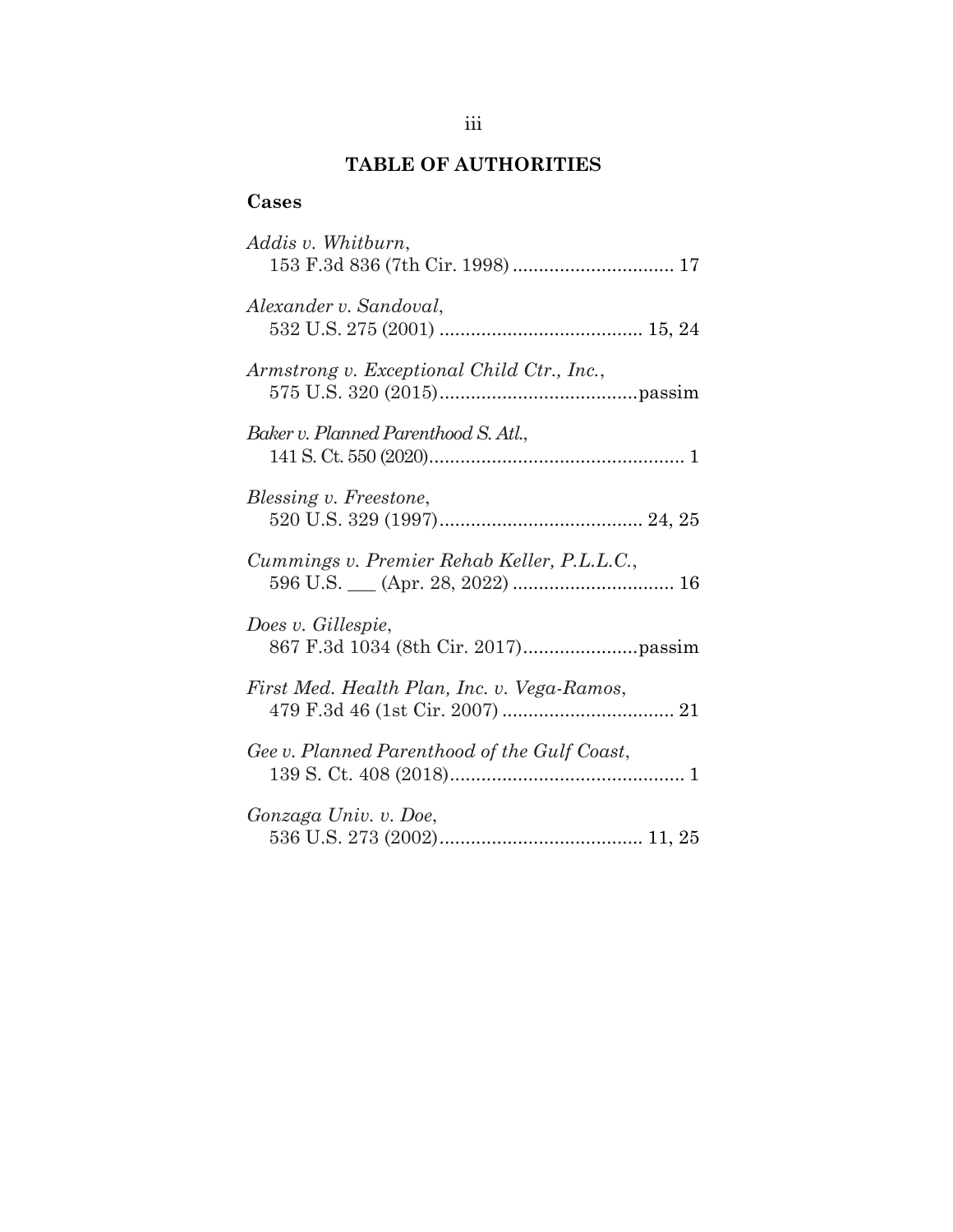# TABLE OF AUTHORITIES

### Cases

*Addis v. Whitburn*,
153 F.3d 836 (7th Cir. 1998) ............................... 17

*Alexander v. Sandoval*,
532 U.S. 275 (2001) ....................................... 15, 24

*Armstrong v. Exceptional Child Ctr., Inc.*,
575 U.S. 320 (2015).....................................passim

*Baker v. Planned Parenthood S. Atl.*,
141 S. Ct. 550 (2020)................................................. 1

*Blessing v. Freestone*,
520 U.S. 329 (1997)....................................... 24, 25

*Cummings v. Premier Rehab Keller, P.L.L.C.*,
596 U.S. ___ (Apr. 28, 2022) ............................... 16

*Does v. Gillespie*,
867 F.3d 1034 (8th Cir. 2017)......................passim

*First Med. Health Plan, Inc. v. Vega-Ramos*,
479 F.3d 46 (1st Cir. 2007) ................................. 21

*Gee v. Planned Parenthood of the Gulf Coast*,
139 S. Ct. 408 (2018)............................................. 1

*Gonzaga Univ. v. Doe*,
536 U.S. 273 (2002)....................................... 11, 25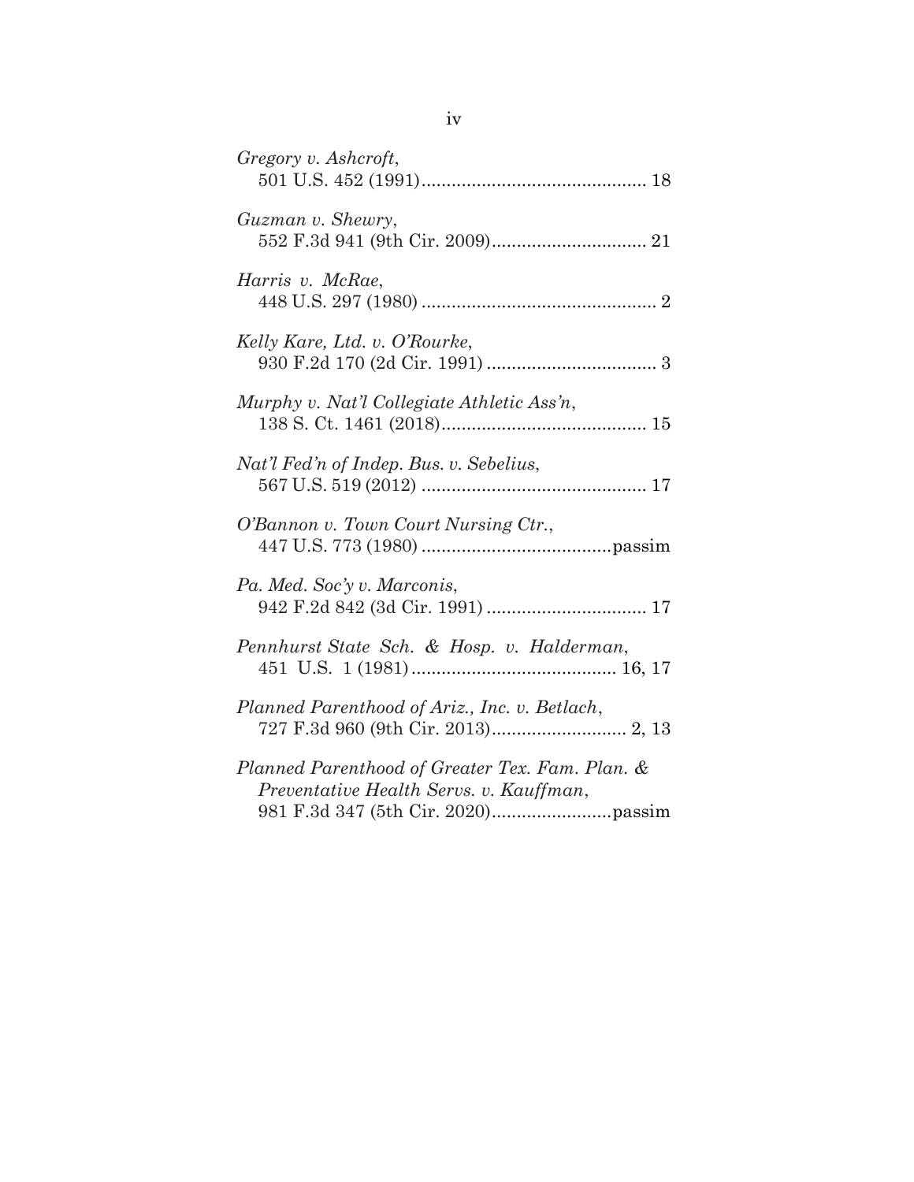*Gregory v. Ashcroft*,
501 U.S. 452 (1991)............................................ 18

*Guzman v. Shewry*,
552 F.3d 941 (9th Cir. 2009)............................... 21

*Harris v. McRae*,
448 U.S. 297 (1980) .............................................. 2

*Kelly Kare, Ltd. v. O'Rourke*,
930 F.2d 170 (2d Cir. 1991) .................................. 3

*Murphy v. Nat'l Collegiate Athletic Ass'n*,
138 S. Ct. 1461 (2018)......................................... 15

*Nat'l Fed'n of Indep. Bus. v. Sebelius*,
567 U.S. 519 (2012) ............................................. 17

*O'Bannon v. Town Court Nursing Ctr.*,
447 U.S. 773 (1980) ......................................passim

*Pa. Med. Soc'y v. Marconis*,
942 F.2d 842 (3d Cir. 1991) ................................ 17

*Pennhurst State Sch. & Hosp. v. Halderman*,
451 U.S. 1 (1981)......................................... 16, 17

*Planned Parenthood of Ariz., Inc. v. Betlach*,
727 F.3d 960 (9th Cir. 2013)........................... 2, 13

*Planned Parenthood of Greater Tex. Fam. Plan. & Preventative Health Servs. v. Kauffman*,
981 F.3d 347 (5th Cir. 2020)........................passim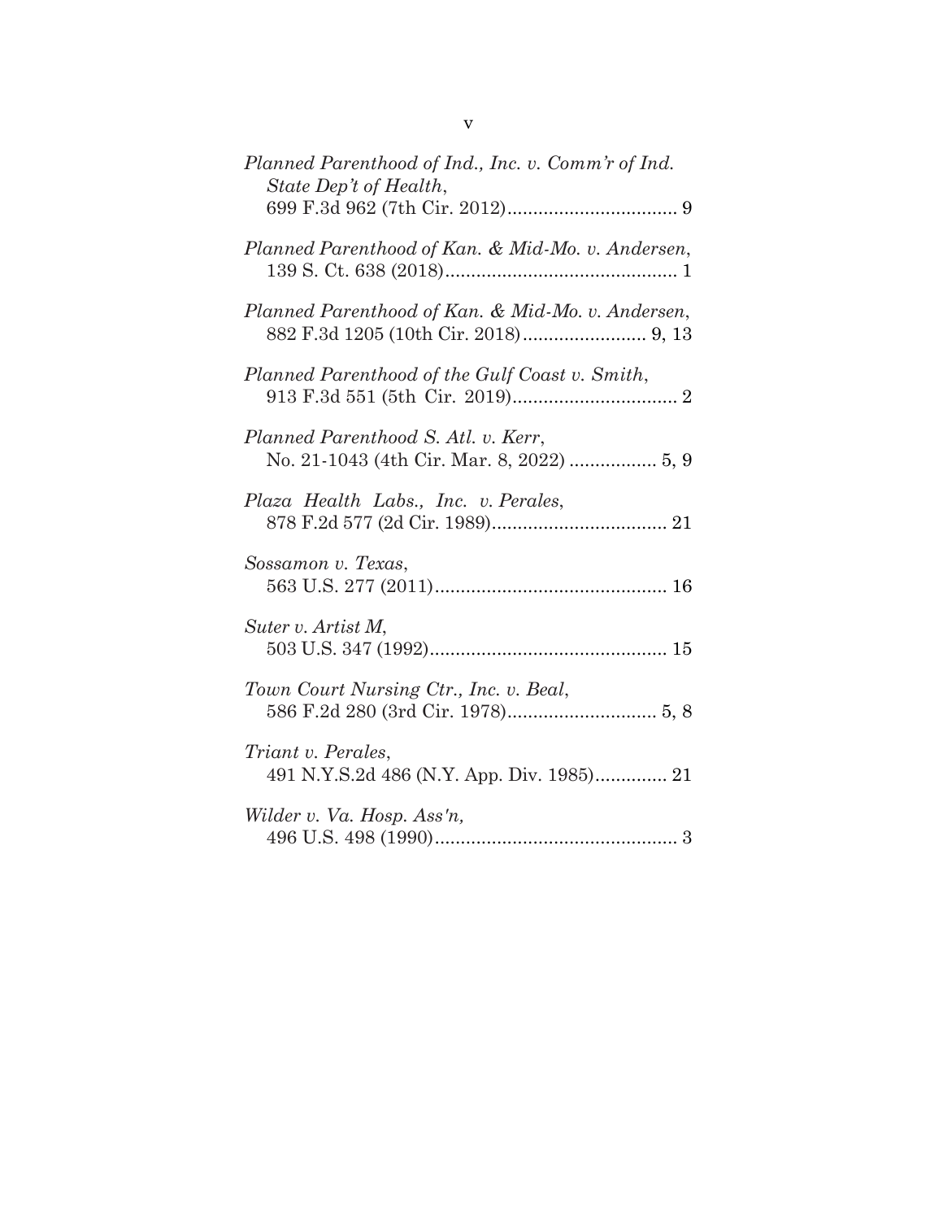*Planned Parenthood of Ind., Inc. v. Comm'r of Ind. State Dep't of Health*,
699 F.3d 962 (7th Cir. 2012)................................. 9

*Planned Parenthood of Kan. & Mid-Mo. v. Andersen*,
139 S. Ct. 638 (2018)............................................. 1

*Planned Parenthood of Kan. & Mid-Mo. v. Andersen*,
882 F.3d 1205 (10th Cir. 2018)........................ 9, 13

*Planned Parenthood of the Gulf Coast v. Smith*,
913 F.3d 551 (5th Cir. 2019)................................ 2

*Planned Parenthood S. Atl. v. Kerr*,
No. 21-1043 (4th Cir. Mar. 8, 2022) ................. 5, 9

*Plaza Health Labs., Inc. v. Perales*,
878 F.2d 577 (2d Cir. 1989).................................. 21

*Sossamon v. Texas*,
563 U.S. 277 (2011)............................................. 16

*Suter v. Artist M*,
503 U.S. 347 (1992).............................................. 15

*Town Court Nursing Ctr., Inc. v. Beal*,
586 F.2d 280 (3rd Cir. 1978)............................. 5, 8

*Triant v. Perales*,
491 N.Y.S.2d 486 (N.Y. App. Div. 1985).............. 21

*Wilder v. Va. Hosp. Ass'n,*
496 U.S. 498 (1990)............................................... 3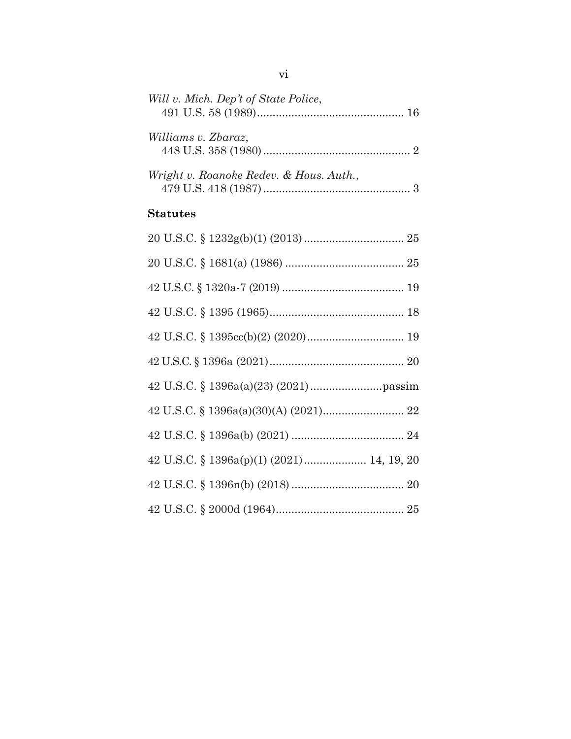*Will v. Mich. Dep't of State Police*,
491 U.S. 58 (1989)............................................... 16

*Williams v. Zbaraz*,
448 U.S. 358 (1980)............................................... 2

*Wright v. Roanoke Redev. & Hous. Auth.*,
479 U.S. 418 (1987)............................................... 3

**Statutes**

20 U.S.C. § 1232g(b)(1) (2013)................................ 25

20 U.S.C. § 1681(a) (1986)...................................... 25

42 U.S.C. § 1320a-7 (2019)...................................... 19

42 U.S.C. § 1395 (1965).......................................... 18

42 U.S.C. § 1395cc(b)(2) (2020)............................... 19

42 U.S.C. § 1396a (2021).......................................... 20

42 U.S.C. § 1396a(a)(23) (2021).......................passim

42 U.S.C. § 1396a(a)(30)(A) (2021).......................... 22

42 U.S.C. § 1396a(b) (2021).................................... 24

42 U.S.C. § 1396a(p)(1) (2021).................... 14, 19, 20

42 U.S.C. § 1396n(b) (2018).................................... 20

42 U.S.C. § 2000d (1964)......................................... 25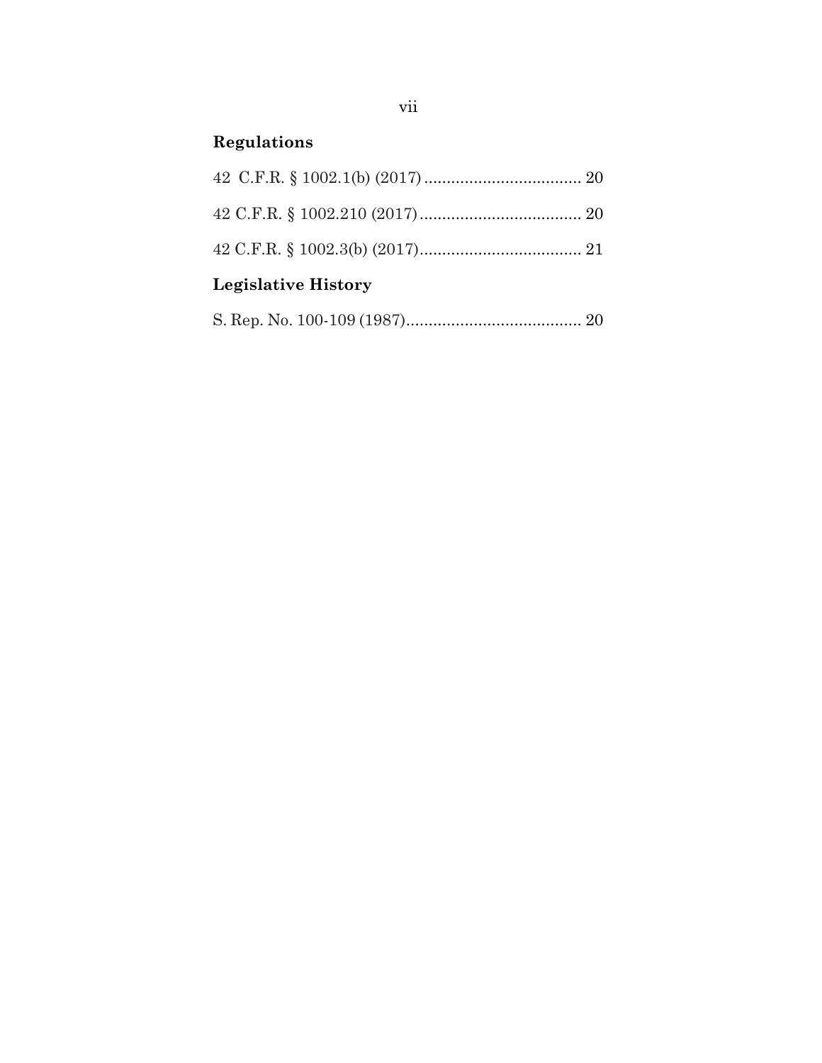## Regulations

42 C.F.R. § 1002.1(b) (2017) .................................... 20

42 C.F.R. § 1002.210 (2017) .................................... 20

42 C.F.R. § 1002.3(b) (2017) .................................... 21

## Legislative History

S. Rep. No. 100-109 (1987) ........................................ 20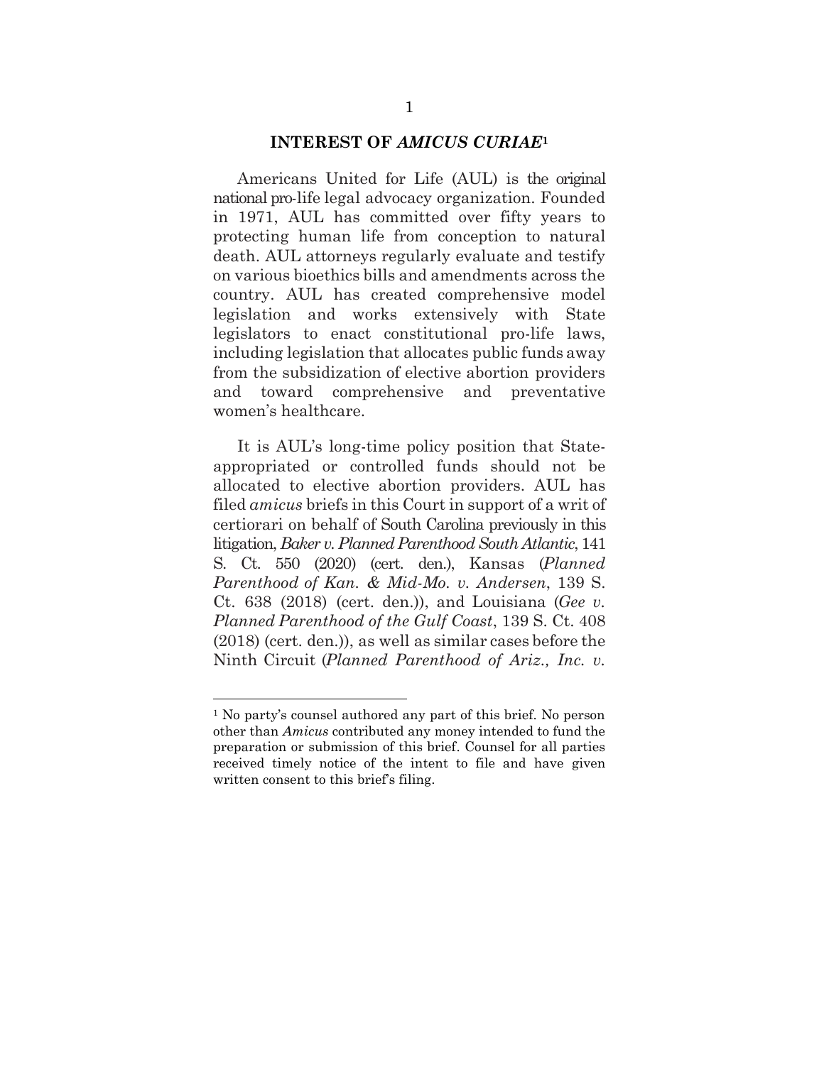## INTEREST OF *AMICUS CURIAE*[1]

Americans United for Life (AUL) is the original national pro-life legal advocacy organization. Founded in 1971, AUL has committed over fifty years to protecting human life from conception to natural death. AUL attorneys regularly evaluate and testify on various bioethics bills and amendments across the country. AUL has created comprehensive model legislation and works extensively with State legislators to enact constitutional pro-life laws, including legislation that allocates public funds away from the subsidization of elective abortion providers and toward comprehensive and preventative women's healthcare.

It is AUL's long-time policy position that State-appropriated or controlled funds should not be allocated to elective abortion providers. AUL has filed *amicus* briefs in this Court in support of a writ of certiorari on behalf of South Carolina previously in this litigation, *Baker v. Planned Parenthood South Atlantic*, 141 S. Ct. 550 (2020) (cert. den.), Kansas (*Planned Parenthood of Kan. & Mid-Mo. v. Andersen*, 139 S. Ct. 638 (2018) (cert. den.)), and Louisiana (*Gee v. Planned Parenthood of the Gulf Coast*, 139 S. Ct. 408 (2018) (cert. den.)), as well as similar cases before the Ninth Circuit (*Planned Parenthood of Ariz., Inc. v.*

---

[1] No party's counsel authored any part of this brief. No person other than *Amicus* contributed any money intended to fund the preparation or submission of this brief. Counsel for all parties received timely notice of the intent to file and have given written consent to this brief's filing.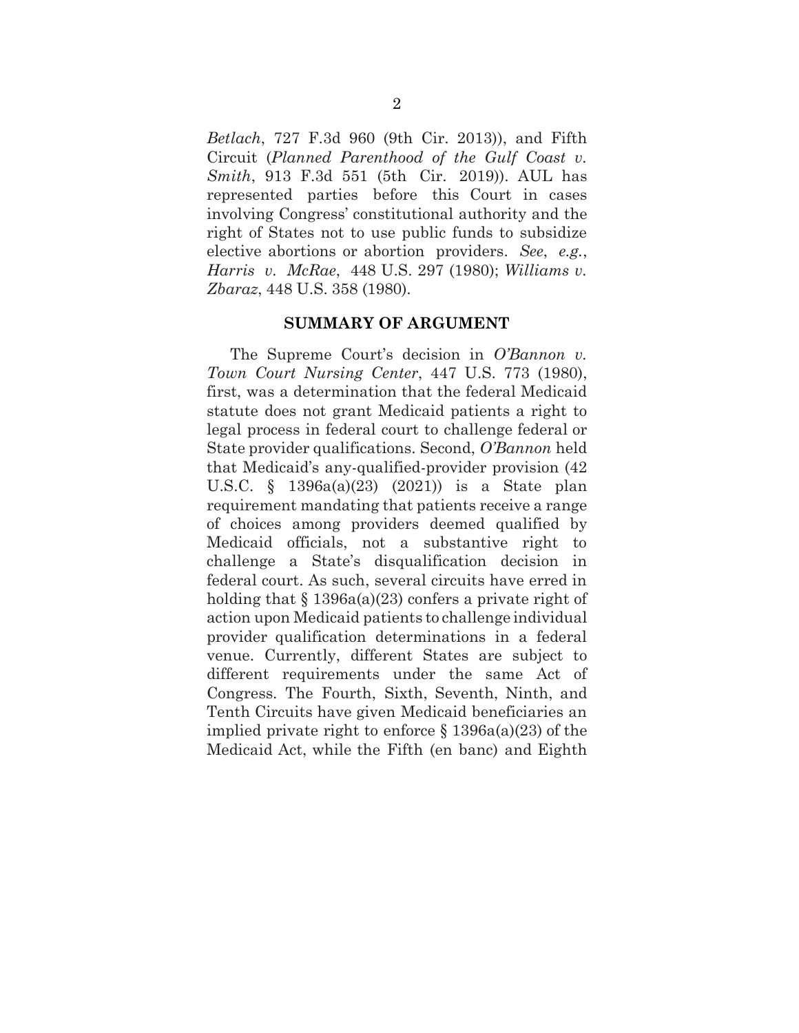*Betlach*, 727 F.3d 960 (9th Cir. 2013)), and Fifth Circuit (*Planned Parenthood of the Gulf Coast v. Smith*, 913 F.3d 551 (5th Cir. 2019)). AUL has represented parties before this Court in cases involving Congress' constitutional authority and the right of States not to use public funds to subsidize elective abortions or abortion providers. *See*, *e.g.*, *Harris v. McRae*, 448 U.S. 297 (1980); *Williams v. Zbaraz*, 448 U.S. 358 (1980).

## SUMMARY OF ARGUMENT

The Supreme Court's decision in *O'Bannon v. Town Court Nursing Center*, 447 U.S. 773 (1980), first, was a determination that the federal Medicaid statute does not grant Medicaid patients a right to legal process in federal court to challenge federal or State provider qualifications. Second, *O'Bannon* held that Medicaid's any-qualified-provider provision (42 U.S.C. § 1396a(a)(23) (2021)) is a State plan requirement mandating that patients receive a range of choices among providers deemed qualified by Medicaid officials, not a substantive right to challenge a State's disqualification decision in federal court. As such, several circuits have erred in holding that § 1396a(a)(23) confers a private right of action upon Medicaid patients to challenge individual provider qualification determinations in a federal venue. Currently, different States are subject to different requirements under the same Act of Congress. The Fourth, Sixth, Seventh, Ninth, and Tenth Circuits have given Medicaid beneficiaries an implied private right to enforce § 1396a(a)(23) of the Medicaid Act, while the Fifth (en banc) and Eighth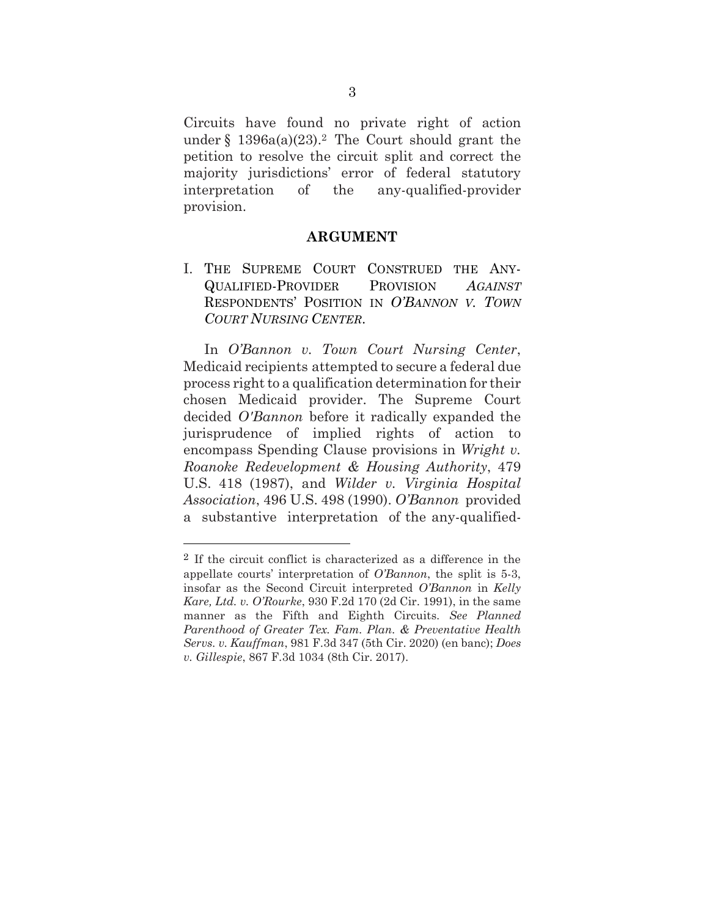Circuits have found no private right of action under § 1396a(a)(23).[2] The Court should grant the petition to resolve the circuit split and correct the majority jurisdictions' error of federal statutory interpretation of the any-qualified-provider provision.

## ARGUMENT

### I. THE SUPREME COURT CONSTRUED THE ANY-QUALIFIED-PROVIDER PROVISION *AGAINST* RESPONDENTS' POSITION IN *O'BANNON V. TOWN COURT NURSING CENTER*.

In *O'Bannon v. Town Court Nursing Center*, Medicaid recipients attempted to secure a federal due process right to a qualification determination for their chosen Medicaid provider. The Supreme Court decided *O'Bannon* before it radically expanded the jurisprudence of implied rights of action to encompass Spending Clause provisions in *Wright v. Roanoke Redevelopment & Housing Authority*, 479 U.S. 418 (1987), and *Wilder v. Virginia Hospital Association*, 496 U.S. 498 (1990). *O'Bannon* provided a substantive interpretation of the any-qualified-

---

[2] If the circuit conflict is characterized as a difference in the appellate courts' interpretation of *O'Bannon*, the split is 5-3, insofar as the Second Circuit interpreted *O'Bannon* in *Kelly Kare, Ltd. v. O'Rourke*, 930 F.2d 170 (2d Cir. 1991), in the same manner as the Fifth and Eighth Circuits. *See Planned Parenthood of Greater Tex. Fam. Plan. & Preventative Health Servs. v. Kauffman*, 981 F.3d 347 (5th Cir. 2020) (en banc); *Does v. Gillespie*, 867 F.3d 1034 (8th Cir. 2017).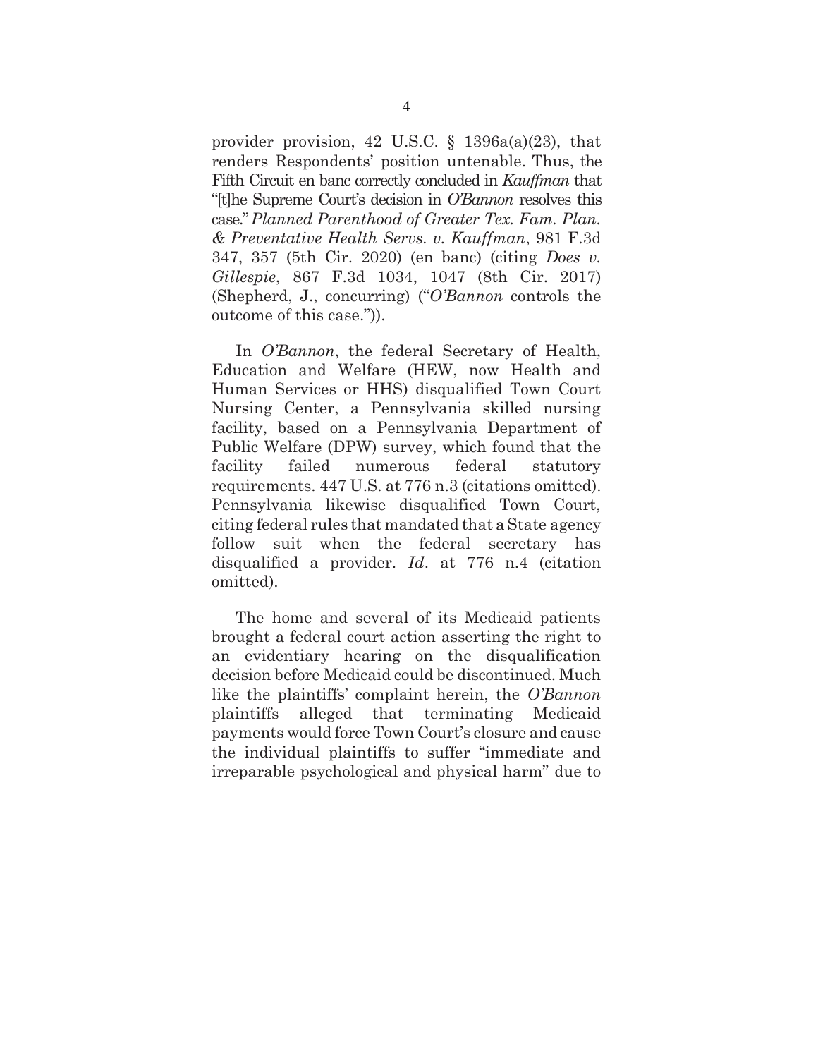provider provision, 42 U.S.C. § 1396a(a)(23), that renders Respondents' position untenable. Thus, the Fifth Circuit en banc correctly concluded in *Kauffman* that "[t]he Supreme Court's decision in *O'Bannon* resolves this case." *Planned Parenthood of Greater Tex. Fam. Plan. & Preventative Health Servs. v. Kauffman*, 981 F.3d 347, 357 (5th Cir. 2020) (en banc) (citing *Does v. Gillespie*, 867 F.3d 1034, 1047 (8th Cir. 2017) (Shepherd, J., concurring) ("*O'Bannon* controls the outcome of this case.")).

In *O'Bannon*, the federal Secretary of Health, Education and Welfare (HEW, now Health and Human Services or HHS) disqualified Town Court Nursing Center, a Pennsylvania skilled nursing facility, based on a Pennsylvania Department of Public Welfare (DPW) survey, which found that the facility failed numerous federal statutory requirements. 447 U.S. at 776 n.3 (citations omitted). Pennsylvania likewise disqualified Town Court, citing federal rules that mandated that a State agency follow suit when the federal secretary has disqualified a provider. *Id*. at 776 n.4 (citation omitted).

The home and several of its Medicaid patients brought a federal court action asserting the right to an evidentiary hearing on the disqualification decision before Medicaid could be discontinued. Much like the plaintiffs' complaint herein, the *O'Bannon* plaintiffs alleged that terminating Medicaid payments would force Town Court's closure and cause the individual plaintiffs to suffer "immediate and irreparable psychological and physical harm" due to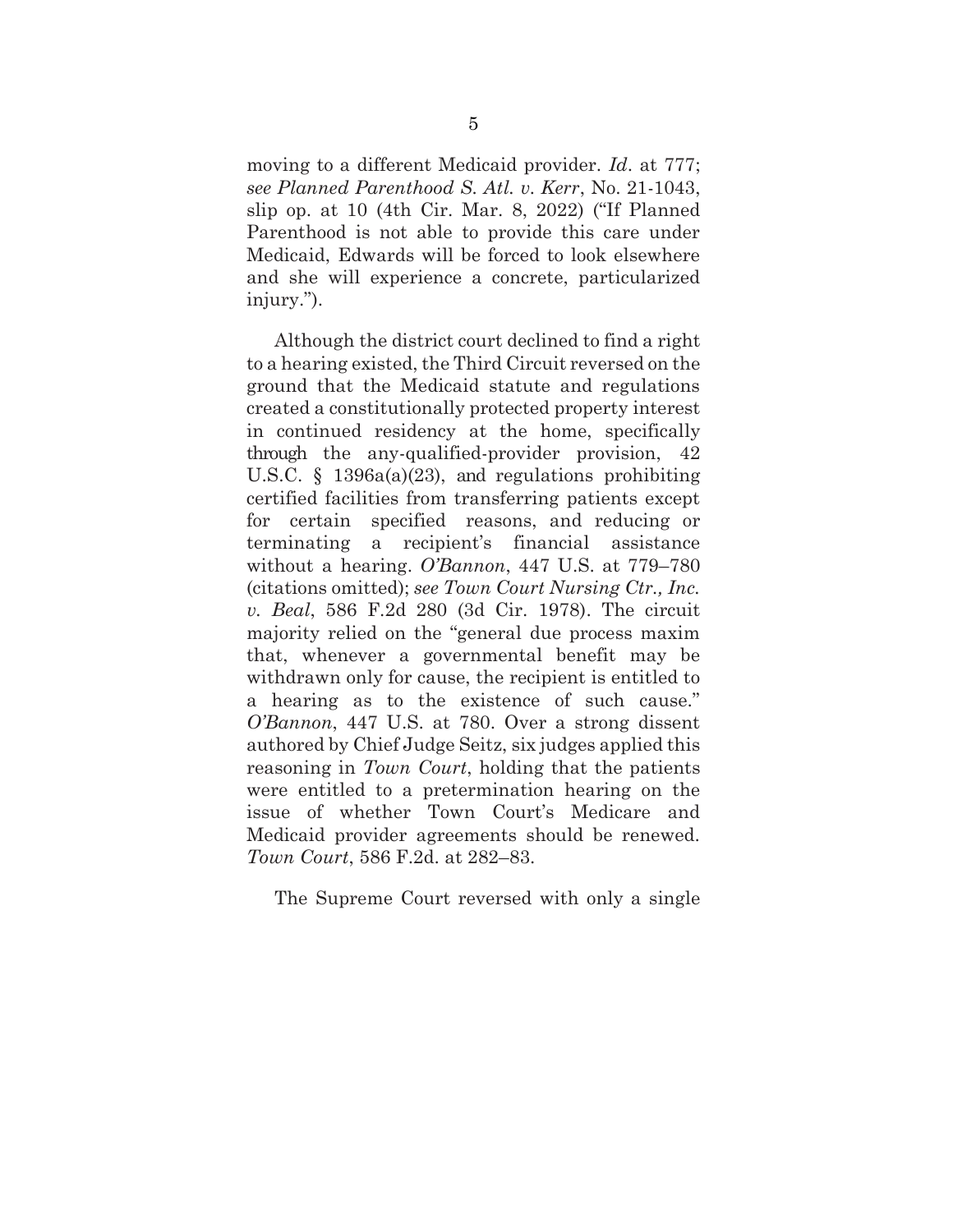moving to a different Medicaid provider. *Id*. at 777; *see Planned Parenthood S. Atl. v. Kerr*, No. 21-1043, slip op. at 10 (4th Cir. Mar. 8, 2022) ("If Planned Parenthood is not able to provide this care under Medicaid, Edwards will be forced to look elsewhere and she will experience a concrete, particularized injury.").

Although the district court declined to find a right to a hearing existed, the Third Circuit reversed on the ground that the Medicaid statute and regulations created a constitutionally protected property interest in continued residency at the home, specifically through the any-qualified-provider provision, 42 U.S.C. § 1396a(a)(23), and regulations prohibiting certified facilities from transferring patients except for certain specified reasons, and reducing or terminating a recipient's financial assistance without a hearing. *O'Bannon*, 447 U.S. at 779–780 (citations omitted); *see Town Court Nursing Ctr., Inc. v. Beal*, 586 F.2d 280 (3d Cir. 1978). The circuit majority relied on the "general due process maxim that, whenever a governmental benefit may be withdrawn only for cause, the recipient is entitled to a hearing as to the existence of such cause." *O'Bannon*, 447 U.S. at 780. Over a strong dissent authored by Chief Judge Seitz, six judges applied this reasoning in *Town Court*, holding that the patients were entitled to a pretermination hearing on the issue of whether Town Court's Medicare and Medicaid provider agreements should be renewed. *Town Court*, 586 F.2d. at 282–83.

The Supreme Court reversed with only a single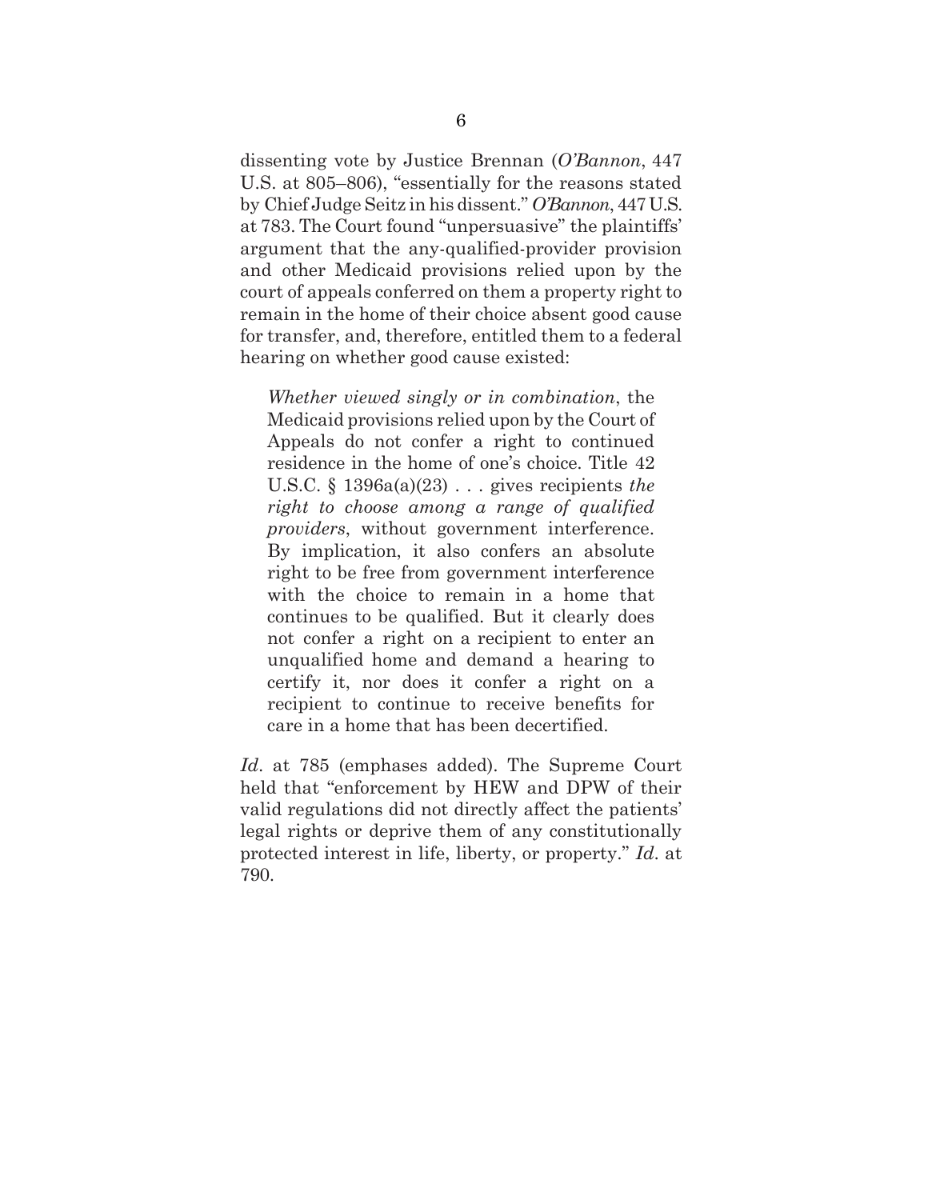dissenting vote by Justice Brennan (*O'Bannon*, 447 U.S. at 805–806), "essentially for the reasons stated by Chief Judge Seitz in his dissent." *O'Bannon*, 447 U.S. at 783. The Court found "unpersuasive" the plaintiffs' argument that the any-qualified-provider provision and other Medicaid provisions relied upon by the court of appeals conferred on them a property right to remain in the home of their choice absent good cause for transfer, and, therefore, entitled them to a federal hearing on whether good cause existed:

> *Whether viewed singly or in combination*, the Medicaid provisions relied upon by the Court of Appeals do not confer a right to continued residence in the home of one's choice. Title 42 U.S.C. § 1396a(a)(23) . . . gives recipients *the right to choose among a range of qualified providers*, without government interference. By implication, it also confers an absolute right to be free from government interference with the choice to remain in a home that continues to be qualified. But it clearly does not confer a right on a recipient to enter an unqualified home and demand a hearing to certify it, nor does it confer a right on a recipient to continue to receive benefits for care in a home that has been decertified.

*Id*. at 785 (emphases added). The Supreme Court held that "enforcement by HEW and DPW of their valid regulations did not directly affect the patients' legal rights or deprive them of any constitutionally protected interest in life, liberty, or property." *Id*. at 790.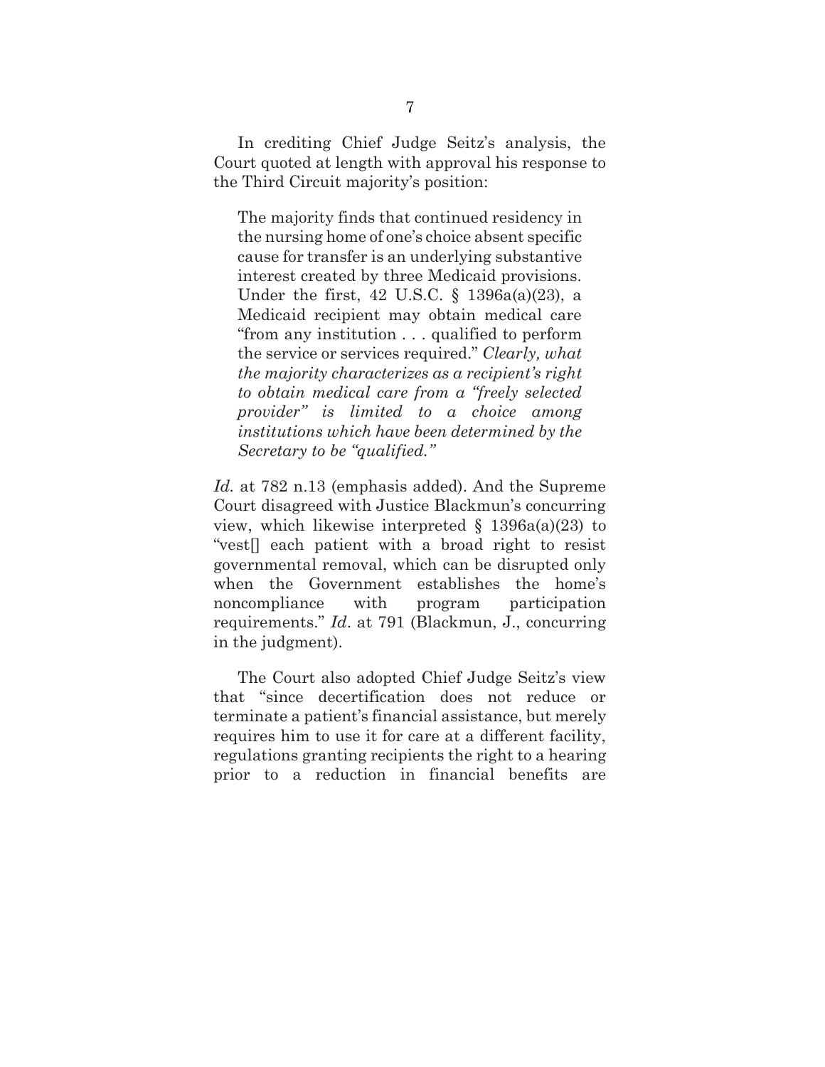In crediting Chief Judge Seitz's analysis, the Court quoted at length with approval his response to the Third Circuit majority's position:

> The majority finds that continued residency in the nursing home of one's choice absent specific cause for transfer is an underlying substantive interest created by three Medicaid provisions. Under the first, 42 U.S.C. § 1396a(a)(23), a Medicaid recipient may obtain medical care "from any institution . . . qualified to perform the service or services required." *Clearly, what the majority characterizes as a recipient's right to obtain medical care from a "freely selected provider" is limited to a choice among institutions which have been determined by the Secretary to be "qualified."*

*Id.* at 782 n.13 (emphasis added). And the Supreme Court disagreed with Justice Blackmun's concurring view, which likewise interpreted § 1396a(a)(23) to "vest[] each patient with a broad right to resist governmental removal, which can be disrupted only when the Government establishes the home's noncompliance with program participation requirements." *Id*. at 791 (Blackmun, J., concurring in the judgment).

The Court also adopted Chief Judge Seitz's view that "since decertification does not reduce or terminate a patient's financial assistance, but merely requires him to use it for care at a different facility, regulations granting recipients the right to a hearing prior to a reduction in financial benefits are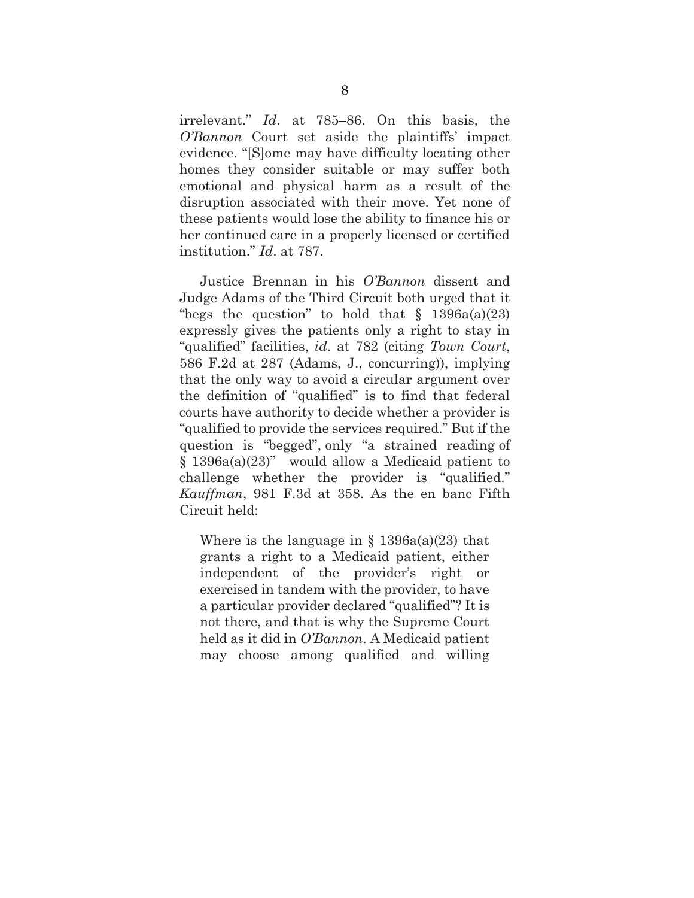irrelevant." *Id*. at 785–86. On this basis, the *O'Bannon* Court set aside the plaintiffs' impact evidence. "[S]ome may have difficulty locating other homes they consider suitable or may suffer both emotional and physical harm as a result of the disruption associated with their move. Yet none of these patients would lose the ability to finance his or her continued care in a properly licensed or certified institution." *Id*. at 787.

Justice Brennan in his *O'Bannon* dissent and Judge Adams of the Third Circuit both urged that it "begs the question" to hold that § 1396a(a)(23) expressly gives the patients only a right to stay in "qualified" facilities, *id*. at 782 (citing *Town Court*, 586 F.2d at 287 (Adams, J., concurring)), implying that the only way to avoid a circular argument over the definition of "qualified" is to find that federal courts have authority to decide whether a provider is "qualified to provide the services required." But if the question is "begged", only "a strained reading of § 1396a(a)(23)" would allow a Medicaid patient to challenge whether the provider is "qualified." *Kauffman*, 981 F.3d at 358. As the en banc Fifth Circuit held:

> Where is the language in § 1396a(a)(23) that grants a right to a Medicaid patient, either independent of the provider's right or exercised in tandem with the provider, to have a particular provider declared "qualified"? It is not there, and that is why the Supreme Court held as it did in *O'Bannon*. A Medicaid patient may choose among qualified and willing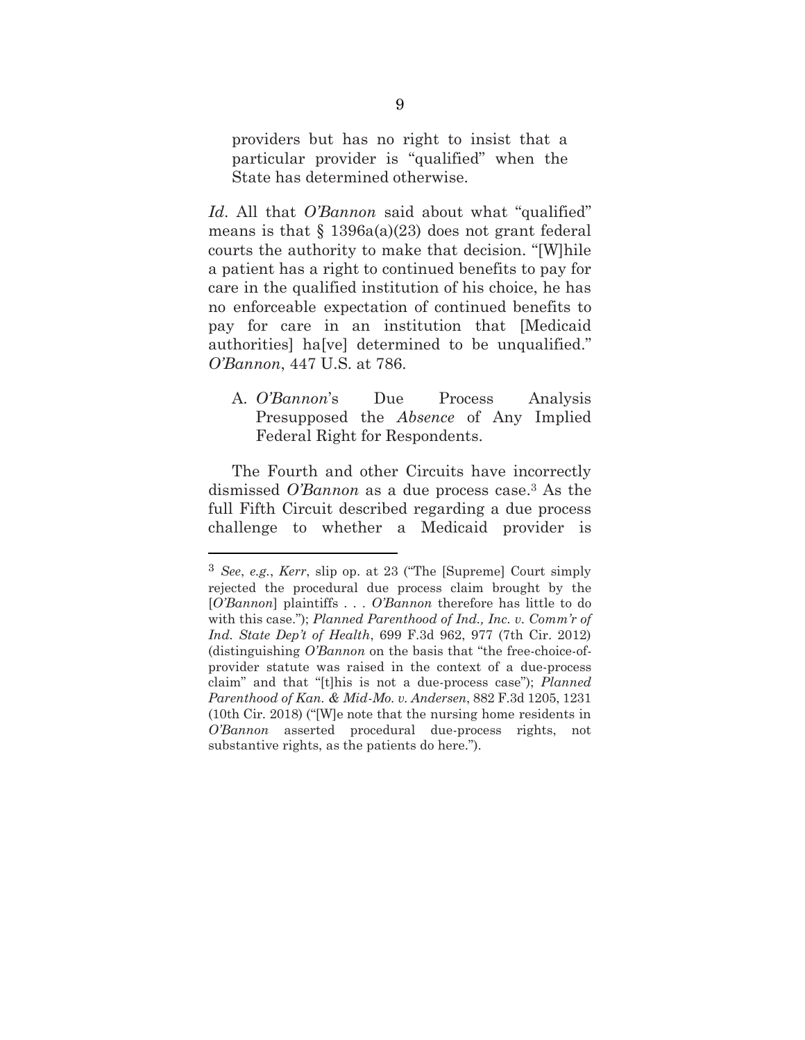> providers but has no right to insist that a particular provider is "qualified" when the State has determined otherwise.

*Id*. All that *O'Bannon* said about what "qualified" means is that § 1396a(a)(23) does not grant federal courts the authority to make that decision. "[W]hile a patient has a right to continued benefits to pay for care in the qualified institution of his choice, he has no enforceable expectation of continued benefits to pay for care in an institution that [Medicaid authorities] ha[ve] determined to be unqualified." *O'Bannon*, 447 U.S. at 786.

### A. *O'Bannon*'s Due Process Analysis Presupposed the *Absence* of Any Implied Federal Right for Respondents.

The Fourth and other Circuits have incorrectly dismissed *O'Bannon* as a due process case.[3] As the full Fifth Circuit described regarding a due process challenge to whether a Medicaid provider is

---

[3] *See*, *e.g.*, *Kerr*, slip op. at 23 ("The [Supreme] Court simply rejected the procedural due process claim brought by the [*O'Bannon*] plaintiffs . . . *O'Bannon* therefore has little to do with this case."); *Planned Parenthood of Ind., Inc. v. Comm'r of Ind. State Dep't of Health*, 699 F.3d 962, 977 (7th Cir. 2012) (distinguishing *O'Bannon* on the basis that "the free-choice-of-provider statute was raised in the context of a due-process claim" and that "[t]his is not a due-process case"); *Planned Parenthood of Kan. & Mid-Mo. v. Andersen*, 882 F.3d 1205, 1231 (10th Cir. 2018) ("[W]e note that the nursing home residents in *O'Bannon* asserted procedural due-process rights, not substantive rights, as the patients do here.").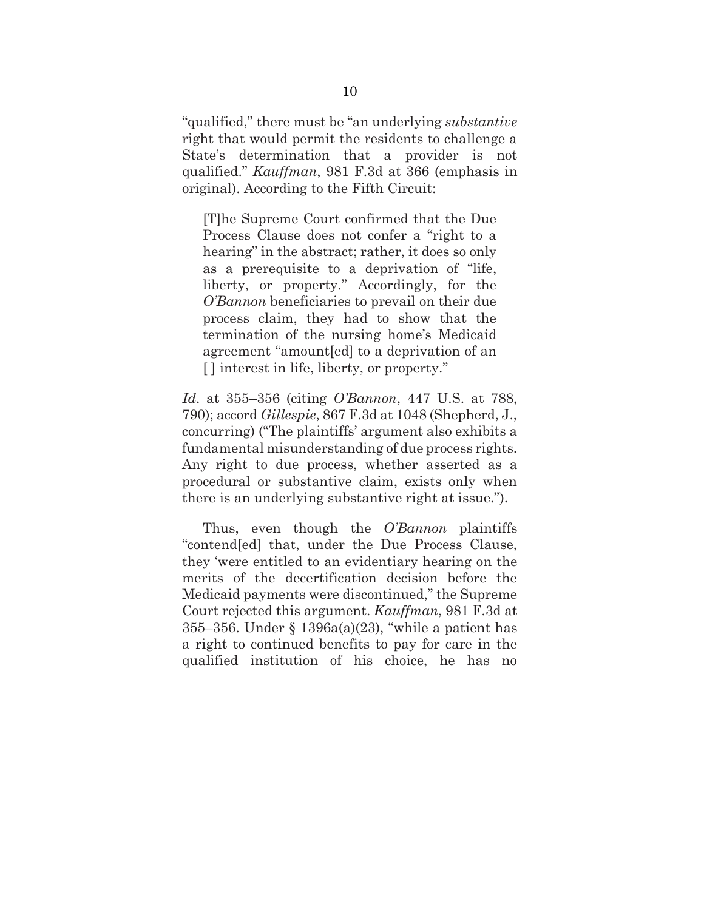"qualified," there must be "an underlying *substantive* right that would permit the residents to challenge a State's determination that a provider is not qualified." *Kauffman*, 981 F.3d at 366 (emphasis in original). According to the Fifth Circuit:

> [T]he Supreme Court confirmed that the Due Process Clause does not confer a "right to a hearing" in the abstract; rather, it does so only as a prerequisite to a deprivation of "life, liberty, or property." Accordingly, for the *O'Bannon* beneficiaries to prevail on their due process claim, they had to show that the termination of the nursing home's Medicaid agreement "amount[ed] to a deprivation of an [ ] interest in life, liberty, or property."

*Id*. at 355–356 (citing *O'Bannon*, 447 U.S. at 788, 790); accord *Gillespie*, 867 F.3d at 1048 (Shepherd, J., concurring) ("The plaintiffs' argument also exhibits a fundamental misunderstanding of due process rights. Any right to due process, whether asserted as a procedural or substantive claim, exists only when there is an underlying substantive right at issue.").

Thus, even though the *O'Bannon* plaintiffs "contend[ed] that, under the Due Process Clause, they 'were entitled to an evidentiary hearing on the merits of the decertification decision before the Medicaid payments were discontinued," the Supreme Court rejected this argument. *Kauffman*, 981 F.3d at 355–356. Under § 1396a(a)(23), "while a patient has a right to continued benefits to pay for care in the qualified institution of his choice, he has no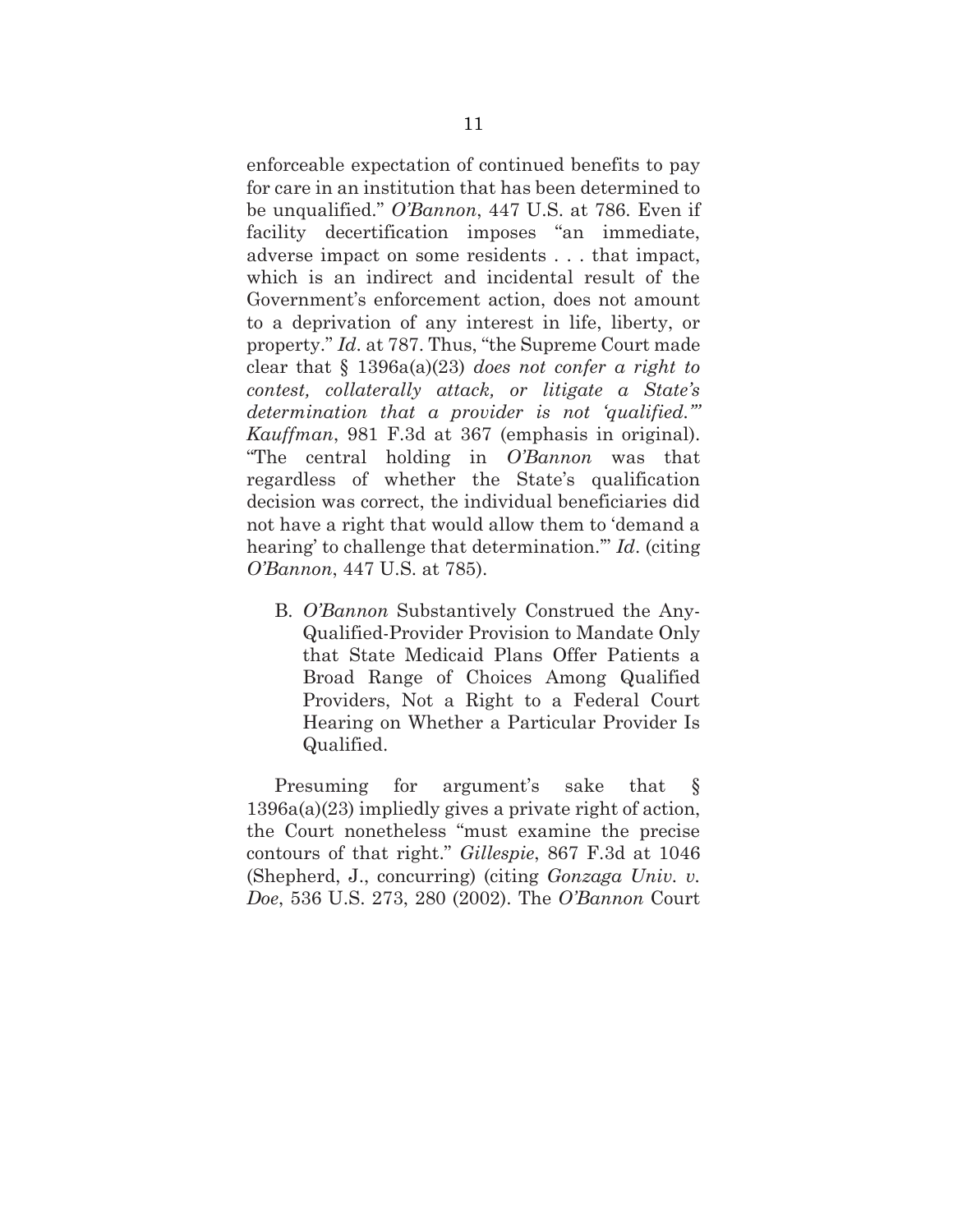enforceable expectation of continued benefits to pay for care in an institution that has been determined to be unqualified." *O'Bannon*, 447 U.S. at 786. Even if facility decertification imposes "an immediate, adverse impact on some residents . . . that impact, which is an indirect and incidental result of the Government's enforcement action, does not amount to a deprivation of any interest in life, liberty, or property." *Id*. at 787. Thus, "the Supreme Court made clear that § 1396a(a)(23) *does not confer a right to contest, collaterally attack, or litigate a State's determination that a provider is not 'qualified.'*" *Kauffman*, 981 F.3d at 367 (emphasis in original). "The central holding in *O'Bannon* was that regardless of whether the State's qualification decision was correct, the individual beneficiaries did not have a right that would allow them to 'demand a hearing' to challenge that determination.'" *Id*. (citing *O'Bannon*, 447 U.S. at 785).

B. *O'Bannon* Substantively Construed the Any-Qualified-Provider Provision to Mandate Only that State Medicaid Plans Offer Patients a Broad Range of Choices Among Qualified Providers, Not a Right to a Federal Court Hearing on Whether a Particular Provider Is Qualified.

Presuming for argument's sake that § 1396a(a)(23) impliedly gives a private right of action, the Court nonetheless "must examine the precise contours of that right." *Gillespie*, 867 F.3d at 1046 (Shepherd, J., concurring) (citing *Gonzaga Univ. v. Doe*, 536 U.S. 273, 280 (2002). The *O'Bannon* Court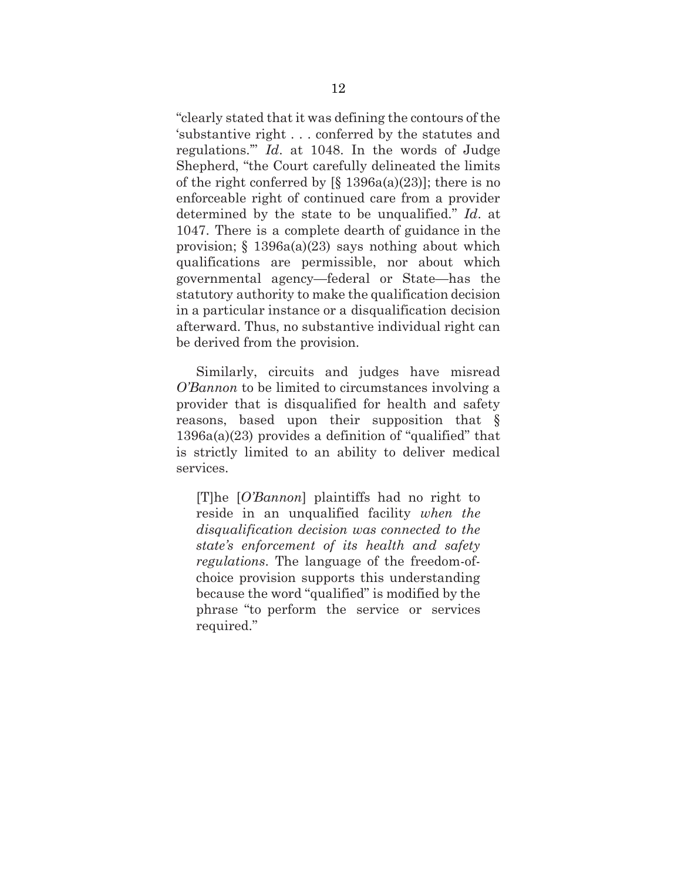"clearly stated that it was defining the contours of the 'substantive right . . . conferred by the statutes and regulations.'" *Id*. at 1048. In the words of Judge Shepherd, "the Court carefully delineated the limits of the right conferred by [§ 1396a(a)(23)]; there is no enforceable right of continued care from a provider determined by the state to be unqualified." *Id*. at 1047. There is a complete dearth of guidance in the provision; § 1396a(a)(23) says nothing about which qualifications are permissible, nor about which governmental agency—federal or State—has the statutory authority to make the qualification decision in a particular instance or a disqualification decision afterward. Thus, no substantive individual right can be derived from the provision.

Similarly, circuits and judges have misread *O'Bannon* to be limited to circumstances involving a provider that is disqualified for health and safety reasons, based upon their supposition that § 1396a(a)(23) provides a definition of "qualified" that is strictly limited to an ability to deliver medical services.

> [T]he [*O'Bannon*] plaintiffs had no right to reside in an unqualified facility *when the disqualification decision was connected to the state's enforcement of its health and safety regulations*. The language of the freedom-of-choice provision supports this understanding because the word "qualified" is modified by the phrase "to perform the service or services required."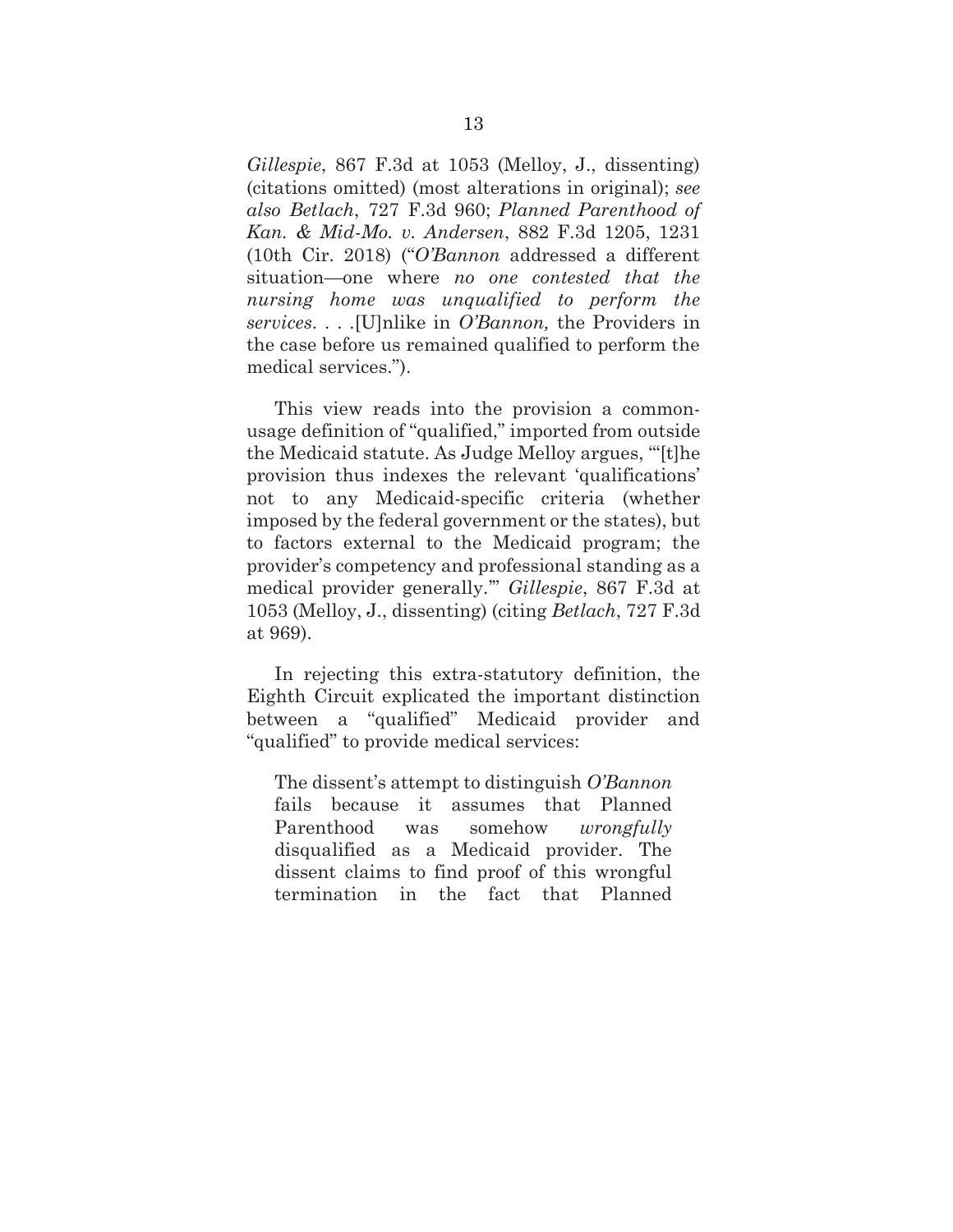*Gillespie*, 867 F.3d at 1053 (Melloy, J., dissenting) (citations omitted) (most alterations in original); *see also Betlach*, 727 F.3d 960; *Planned Parenthood of Kan. & Mid-Mo. v. Andersen*, 882 F.3d 1205, 1231 (10th Cir. 2018) ("*O'Bannon* addressed a different situation—one where *no one contested that the nursing home was unqualified to perform the services*. . . .[U]nlike in *O'Bannon,* the Providers in the case before us remained qualified to perform the medical services.").

This view reads into the provision a common-usage definition of "qualified," imported from outside the Medicaid statute. As Judge Melloy argues, "'[t]he provision thus indexes the relevant 'qualifications' not to any Medicaid-specific criteria (whether imposed by the federal government or the states), but to factors external to the Medicaid program; the provider's competency and professional standing as a medical provider generally.'" *Gillespie*, 867 F.3d at 1053 (Melloy, J., dissenting) (citing *Betlach*, 727 F.3d at 969).

In rejecting this extra-statutory definition, the Eighth Circuit explicated the important distinction between a "qualified" Medicaid provider and "qualified" to provide medical services:

> The dissent's attempt to distinguish *O'Bannon* fails because it assumes that Planned Parenthood was somehow *wrongfully* disqualified as a Medicaid provider. The dissent claims to find proof of this wrongful termination in the fact that Planned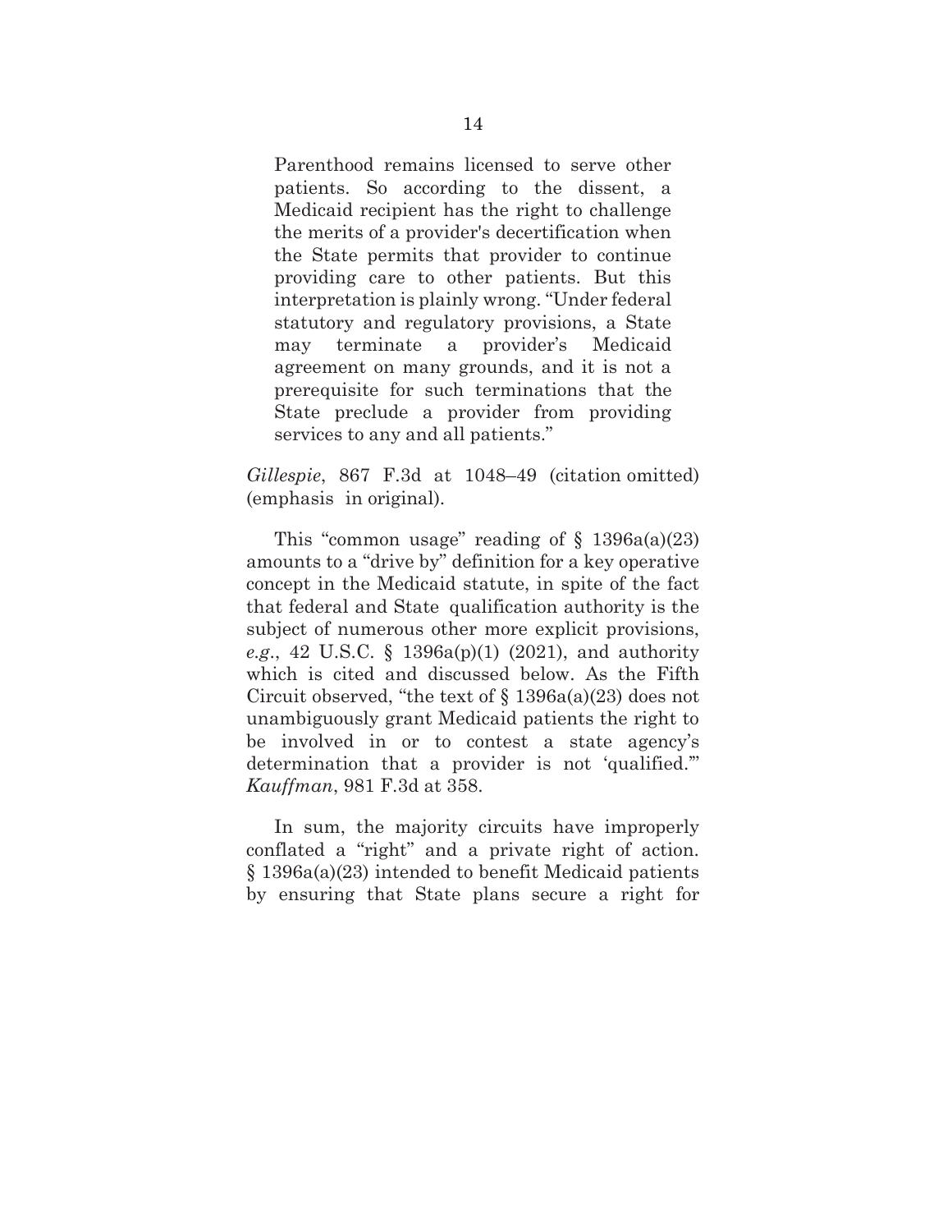> Parenthood remains licensed to serve other patients. So according to the dissent, a Medicaid recipient has the right to challenge the merits of a provider's decertification when the State permits that provider to continue providing care to other patients. But this interpretation is plainly wrong. "Under federal statutory and regulatory provisions, a State may terminate a provider's Medicaid agreement on many grounds, and it is not a prerequisite for such terminations that the State preclude a provider from providing services to any and all patients."

*Gillespie*, 867 F.3d at 1048–49 (citation omitted) (emphasis in original).

This "common usage" reading of § 1396a(a)(23) amounts to a "drive by" definition for a key operative concept in the Medicaid statute, in spite of the fact that federal and State qualification authority is the subject of numerous other more explicit provisions, *e.g.*, 42 U.S.C. § 1396a(p)(1) (2021), and authority which is cited and discussed below. As the Fifth Circuit observed, "the text of § 1396a(a)(23) does not unambiguously grant Medicaid patients the right to be involved in or to contest a state agency's determination that a provider is not 'qualified.'" *Kauffman*, 981 F.3d at 358.

In sum, the majority circuits have improperly conflated a "right" and a private right of action. § 1396a(a)(23) intended to benefit Medicaid patients by ensuring that State plans secure a right for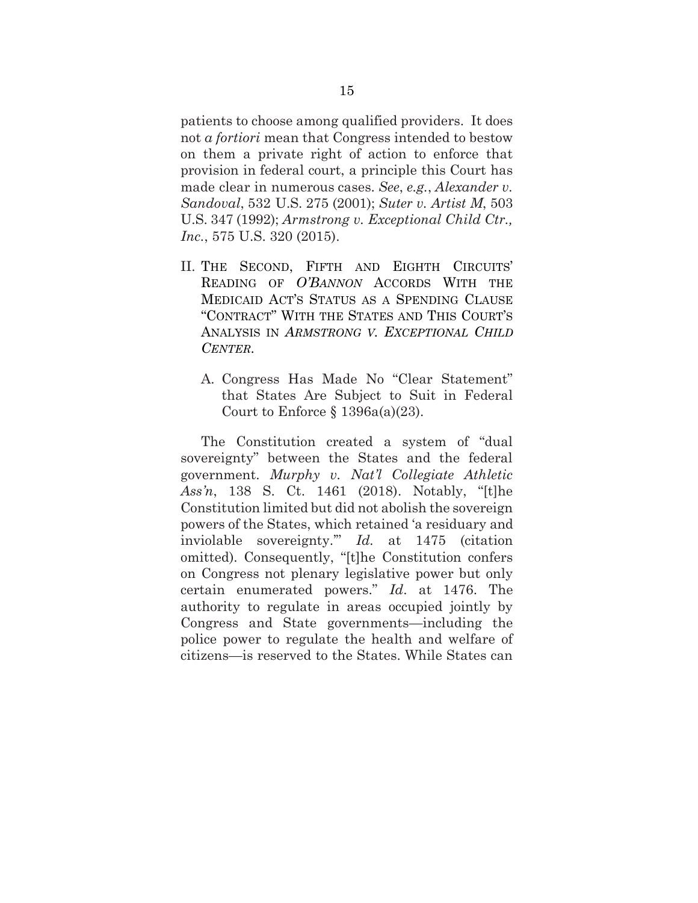patients to choose among qualified providers. It does not *a fortiori* mean that Congress intended to bestow on them a private right of action to enforce that provision in federal court, a principle this Court has made clear in numerous cases. *See*, *e.g.*, *Alexander v. Sandoval*, 532 U.S. 275 (2001); *Suter v. Artist M*, 503 U.S. 347 (1992); *Armstrong v. Exceptional Child Ctr., Inc.*, 575 U.S. 320 (2015).

## II. The Second, Fifth and Eighth Circuits' Reading of *O'Bannon* Accords With the Medicaid Act's Status as a Spending Clause "Contract" With the States and This Court's Analysis in *Armstrong v. Exceptional Child Center*.

### A. Congress Has Made No "Clear Statement" that States Are Subject to Suit in Federal Court to Enforce § 1396a(a)(23).

The Constitution created a system of "dual sovereignty" between the States and the federal government. *Murphy v. Nat'l Collegiate Athletic Ass'n*, 138 S. Ct. 1461 (2018). Notably, "[t]he Constitution limited but did not abolish the sovereign powers of the States, which retained 'a residuary and inviolable sovereignty.'" *Id.* at 1475 (citation omitted). Consequently, "[t]he Constitution confers on Congress not plenary legislative power but only certain enumerated powers." *Id*. at 1476. The authority to regulate in areas occupied jointly by Congress and State governments—including the police power to regulate the health and welfare of citizens—is reserved to the States. While States can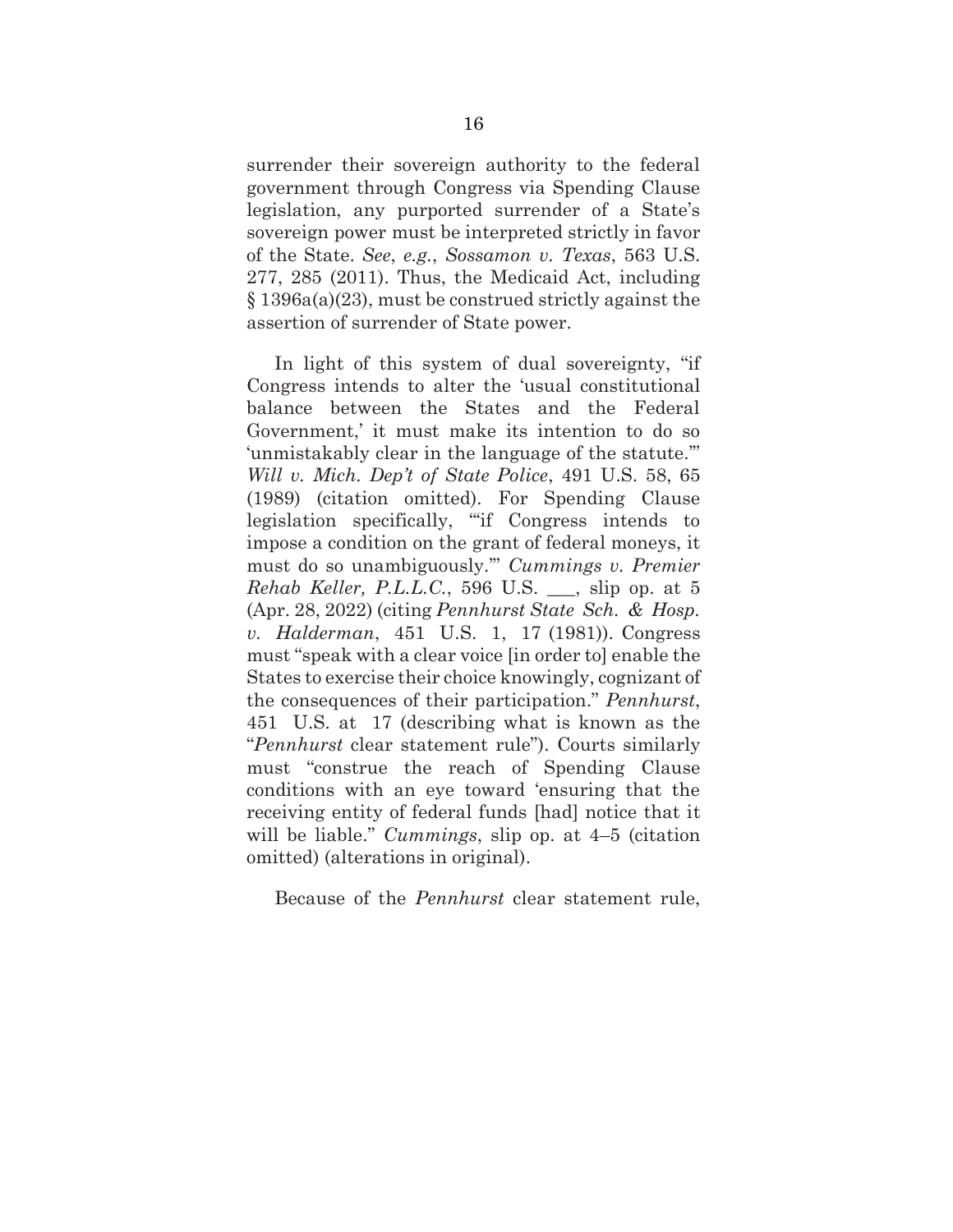surrender their sovereign authority to the federal government through Congress via Spending Clause legislation, any purported surrender of a State's sovereign power must be interpreted strictly in favor of the State. *See*, *e.g.*, *Sossamon v. Texas*, 563 U.S. 277, 285 (2011). Thus, the Medicaid Act, including § 1396a(a)(23), must be construed strictly against the assertion of surrender of State power.

In light of this system of dual sovereignty, "if Congress intends to alter the 'usual constitutional balance between the States and the Federal Government,' it must make its intention to do so 'unmistakably clear in the language of the statute.'" *Will v. Mich. Dep't of State Police*, 491 U.S. 58, 65 (1989) (citation omitted). For Spending Clause legislation specifically, "'if Congress intends to impose a condition on the grant of federal moneys, it must do so unambiguously.'" *Cummings v. Premier Rehab Keller, P.L.L.C.*, 596 U.S. ___, slip op. at 5 (Apr. 28, 2022) (citing *Pennhurst State Sch. & Hosp. v. Halderman*, 451 U.S. 1, 17 (1981)). Congress must "speak with a clear voice [in order to] enable the States to exercise their choice knowingly, cognizant of the consequences of their participation." *Pennhurst*, 451 U.S. at 17 (describing what is known as the "*Pennhurst* clear statement rule"). Courts similarly must "construe the reach of Spending Clause conditions with an eye toward 'ensuring that the receiving entity of federal funds [had] notice that it will be liable." *Cummings*, slip op. at 4–5 (citation omitted) (alterations in original).

Because of the *Pennhurst* clear statement rule,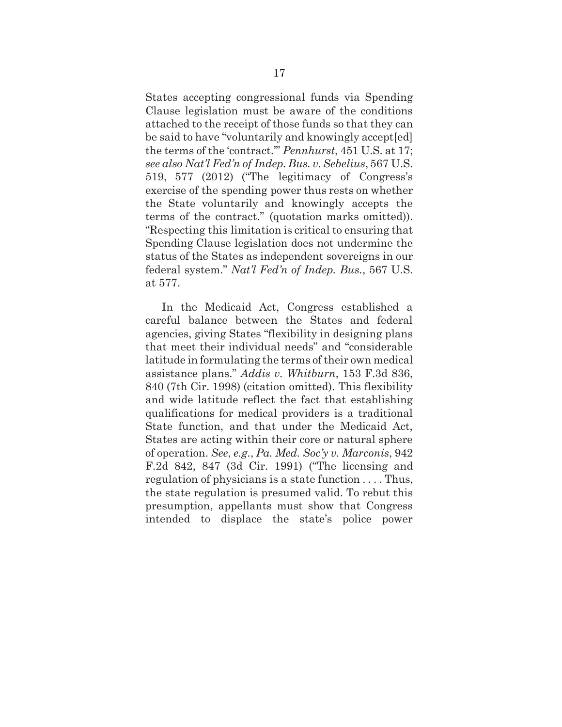States accepting congressional funds via Spending Clause legislation must be aware of the conditions attached to the receipt of those funds so that they can be said to have "voluntarily and knowingly accept[ed] the terms of the 'contract.'" *Pennhurst*, 451 U.S. at 17; *see also Nat'l Fed'n of Indep. Bus. v. Sebelius*, 567 U.S. 519, 577 (2012) ("The legitimacy of Congress's exercise of the spending power thus rests on whether the State voluntarily and knowingly accepts the terms of the contract." (quotation marks omitted)). "Respecting this limitation is critical to ensuring that Spending Clause legislation does not undermine the status of the States as independent sovereigns in our federal system." *Nat'l Fed'n of Indep. Bus.*, 567 U.S. at 577.

In the Medicaid Act, Congress established a careful balance between the States and federal agencies, giving States "flexibility in designing plans that meet their individual needs" and "considerable latitude in formulating the terms of their own medical assistance plans." *Addis v. Whitburn*, 153 F.3d 836, 840 (7th Cir. 1998) (citation omitted). This flexibility and wide latitude reflect the fact that establishing qualifications for medical providers is a traditional State function, and that under the Medicaid Act, States are acting within their core or natural sphere of operation. *See*, *e.g.*, *Pa. Med. Soc'y v. Marconis*, 942 F.2d 842, 847 (3d Cir. 1991) ("The licensing and regulation of physicians is a state function . . . . Thus, the state regulation is presumed valid. To rebut this presumption, appellants must show that Congress intended to displace the state's police power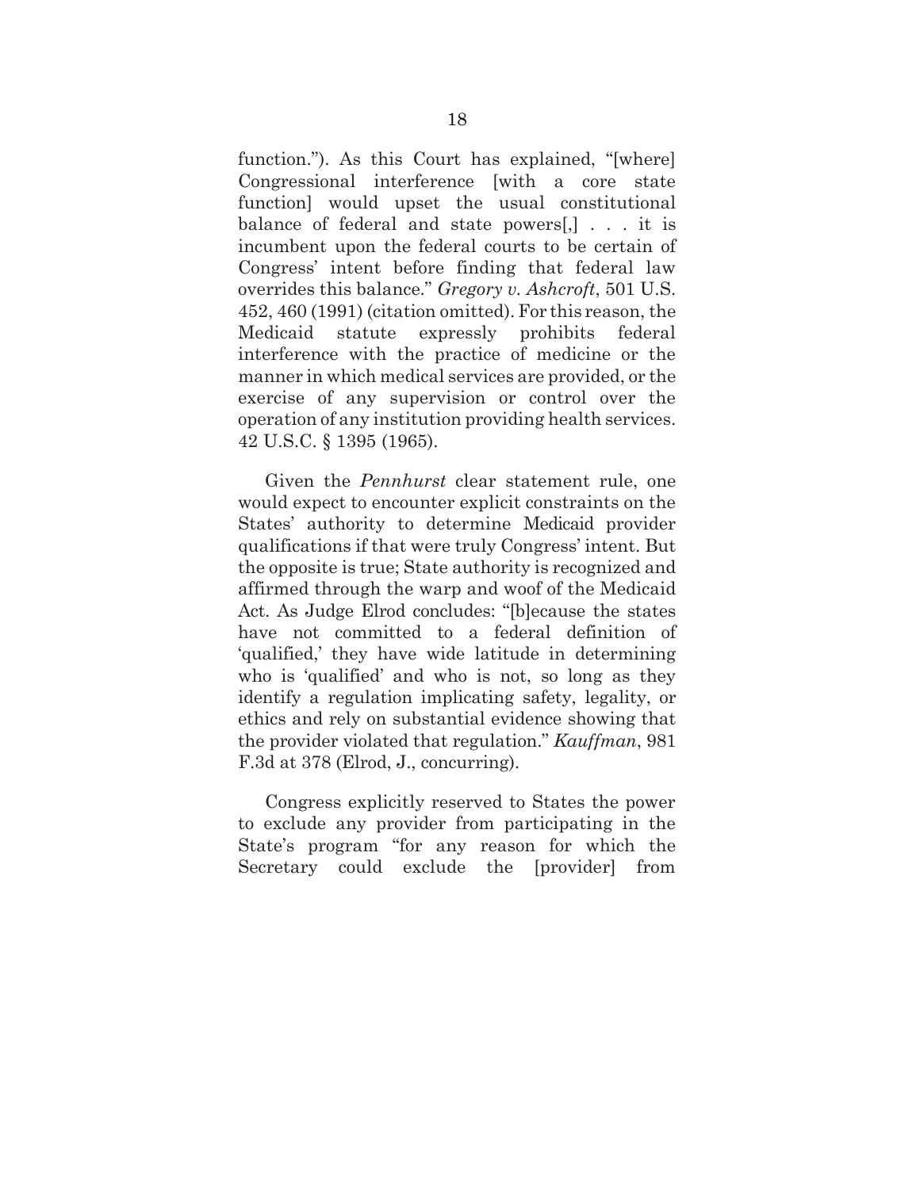function."). As this Court has explained, "[where] Congressional interference [with a core state function] would upset the usual constitutional balance of federal and state powers[,] . . . it is incumbent upon the federal courts to be certain of Congress' intent before finding that federal law overrides this balance." *Gregory v. Ashcroft*, 501 U.S. 452, 460 (1991) (citation omitted). For this reason, the Medicaid statute expressly prohibits federal interference with the practice of medicine or the manner in which medical services are provided, or the exercise of any supervision or control over the operation of any institution providing health services. 42 U.S.C. § 1395 (1965).

Given the *Pennhurst* clear statement rule, one would expect to encounter explicit constraints on the States' authority to determine Medicaid provider qualifications if that were truly Congress' intent. But the opposite is true; State authority is recognized and affirmed through the warp and woof of the Medicaid Act. As Judge Elrod concludes: "[b]ecause the states have not committed to a federal definition of 'qualified,' they have wide latitude in determining who is 'qualified' and who is not, so long as they identify a regulation implicating safety, legality, or ethics and rely on substantial evidence showing that the provider violated that regulation." *Kauffman*, 981 F.3d at 378 (Elrod, J., concurring).

Congress explicitly reserved to States the power to exclude any provider from participating in the State's program "for any reason for which the Secretary could exclude the [provider] from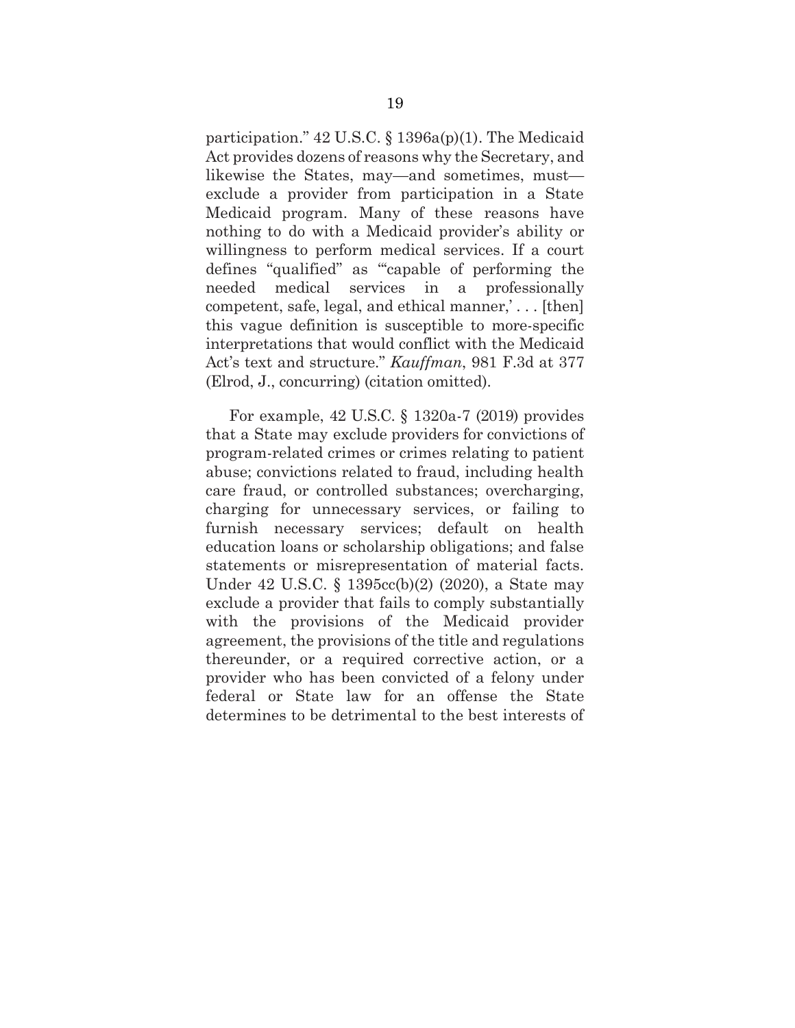participation." 42 U.S.C. § 1396a(p)(1). The Medicaid Act provides dozens of reasons why the Secretary, and likewise the States, may—and sometimes, must—exclude a provider from participation in a State Medicaid program. Many of these reasons have nothing to do with a Medicaid provider's ability or willingness to perform medical services. If a court defines "qualified" as "'capable of performing the needed medical services in a professionally competent, safe, legal, and ethical manner,' . . . [then] this vague definition is susceptible to more-specific interpretations that would conflict with the Medicaid Act's text and structure." *Kauffman*, 981 F.3d at 377 (Elrod, J., concurring) (citation omitted).

For example, 42 U.S.C. § 1320a-7 (2019) provides that a State may exclude providers for convictions of program-related crimes or crimes relating to patient abuse; convictions related to fraud, including health care fraud, or controlled substances; overcharging, charging for unnecessary services, or failing to furnish necessary services; default on health education loans or scholarship obligations; and false statements or misrepresentation of material facts. Under 42 U.S.C. § 1395cc(b)(2) (2020), a State may exclude a provider that fails to comply substantially with the provisions of the Medicaid provider agreement, the provisions of the title and regulations thereunder, or a required corrective action, or a provider who has been convicted of a felony under federal or State law for an offense the State determines to be detrimental to the best interests of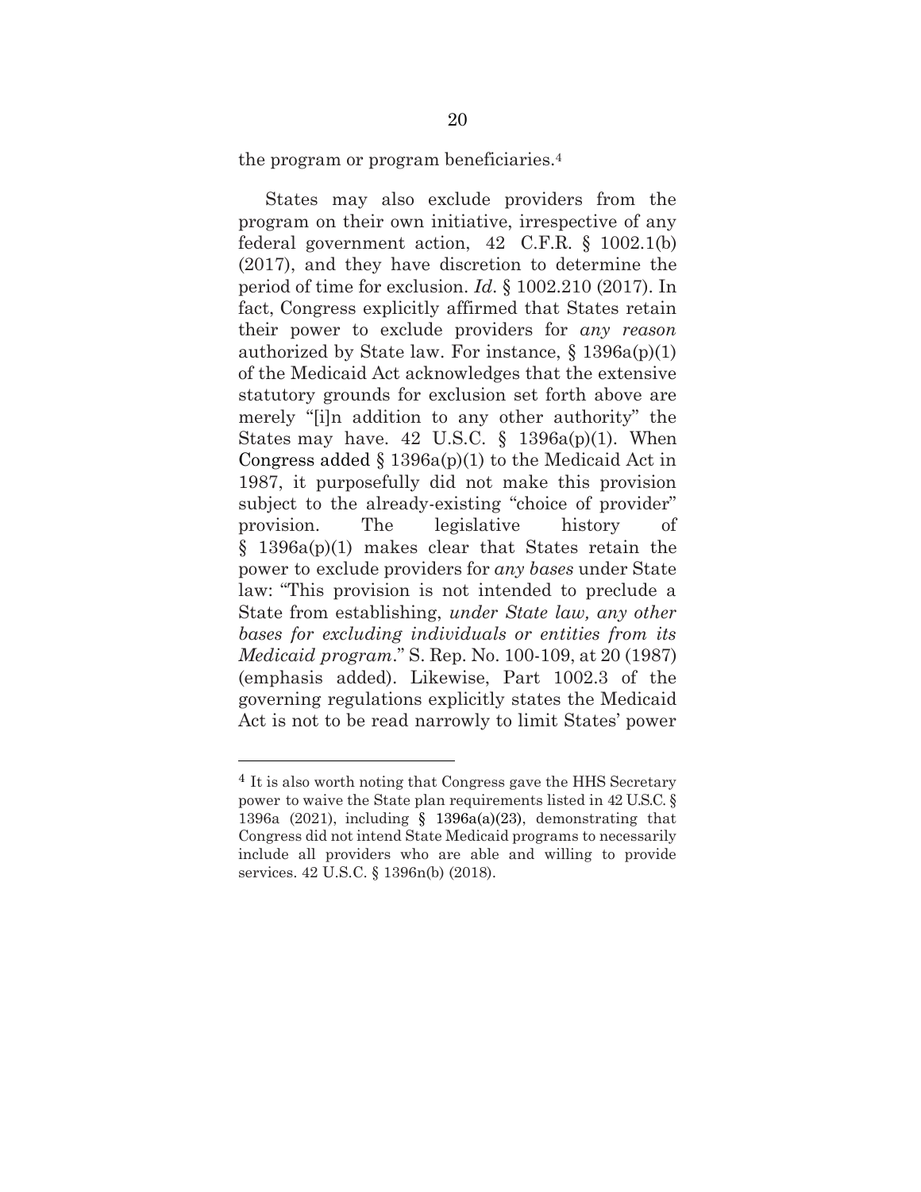the program or program beneficiaries.[4]

States may also exclude providers from the program on their own initiative, irrespective of any federal government action, 42 C.F.R. § 1002.1(b) (2017), and they have discretion to determine the period of time for exclusion. *Id*. § 1002.210 (2017). In fact, Congress explicitly affirmed that States retain their power to exclude providers for *any reason* authorized by State law. For instance, § 1396a(p)(1) of the Medicaid Act acknowledges that the extensive statutory grounds for exclusion set forth above are merely "[i]n addition to any other authority" the States may have. 42 U.S.C. § 1396a(p)(1). When Congress added § 1396a(p)(1) to the Medicaid Act in 1987, it purposefully did not make this provision subject to the already-existing "choice of provider" provision. The legislative history of § 1396a(p)(1) makes clear that States retain the power to exclude providers for *any bases* under State law: "This provision is not intended to preclude a State from establishing, *under State law, any other bases for excluding individuals or entities from its Medicaid program*." S. Rep. No. 100-109, at 20 (1987) (emphasis added). Likewise, Part 1002.3 of the governing regulations explicitly states the Medicaid Act is not to be read narrowly to limit States' power

---

[4] It is also worth noting that Congress gave the HHS Secretary power to waive the State plan requirements listed in 42 U.S.C. § 1396a (2021), including § 1396a(a)(23), demonstrating that Congress did not intend State Medicaid programs to necessarily include all providers who are able and willing to provide services. 42 U.S.C. § 1396n(b) (2018).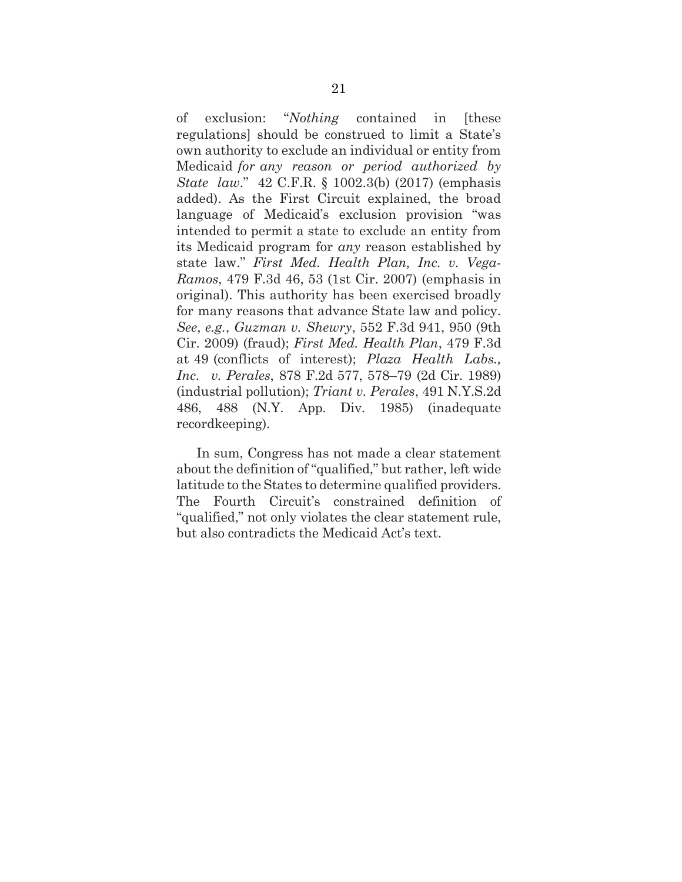of exclusion: "*Nothing* contained in [these regulations] should be construed to limit a State's own authority to exclude an individual or entity from Medicaid *for any reason or period authorized by State law*." 42 C.F.R. § 1002.3(b) (2017) (emphasis added). As the First Circuit explained, the broad language of Medicaid's exclusion provision "was intended to permit a state to exclude an entity from its Medicaid program for *any* reason established by state law." *First Med. Health Plan, Inc. v. Vega-Ramos*, 479 F.3d 46, 53 (1st Cir. 2007) (emphasis in original). This authority has been exercised broadly for many reasons that advance State law and policy. *See*, *e.g.*, *Guzman v. Shewry*, 552 F.3d 941, 950 (9th Cir. 2009) (fraud); *First Med. Health Plan*, 479 F.3d at 49 (conflicts of interest); *Plaza Health Labs., Inc. v. Perales*, 878 F.2d 577, 578–79 (2d Cir. 1989) (industrial pollution); *Triant v. Perales*, 491 N.Y.S.2d 486, 488 (N.Y. App. Div. 1985) (inadequate recordkeeping).

In sum, Congress has not made a clear statement about the definition of "qualified," but rather, left wide latitude to the States to determine qualified providers. The Fourth Circuit's constrained definition of "qualified," not only violates the clear statement rule, but also contradicts the Medicaid Act's text.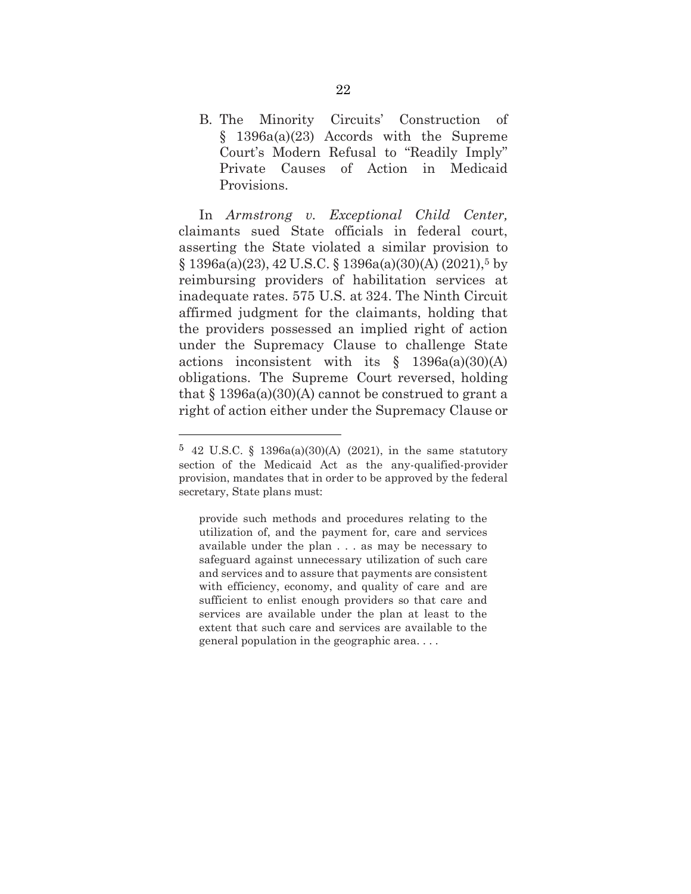### B. The Minority Circuits' Construction of § 1396a(a)(23) Accords with the Supreme Court's Modern Refusal to "Readily Imply" Private Causes of Action in Medicaid Provisions.

In *Armstrong v. Exceptional Child Center,* claimants sued State officials in federal court, asserting the State violated a similar provision to § 1396a(a)(23), 42 U.S.C. § 1396a(a)(30)(A) (2021),[5] by reimbursing providers of habilitation services at inadequate rates. 575 U.S. at 324. The Ninth Circuit affirmed judgment for the claimants, holding that the providers possessed an implied right of action under the Supremacy Clause to challenge State actions inconsistent with its § 1396a(a)(30)(A) obligations. The Supreme Court reversed, holding that § 1396a(a)(30)(A) cannot be construed to grant a right of action either under the Supremacy Clause or

---

[5] 42 U.S.C. § 1396a(a)(30)(A) (2021), in the same statutory section of the Medicaid Act as the any-qualified-provider provision, mandates that in order to be approved by the federal secretary, State plans must:

> provide such methods and procedures relating to the utilization of, and the payment for, care and services available under the plan . . . as may be necessary to safeguard against unnecessary utilization of such care and services and to assure that payments are consistent with efficiency, economy, and quality of care and are sufficient to enlist enough providers so that care and services are available under the plan at least to the extent that such care and services are available to the general population in the geographic area. . . .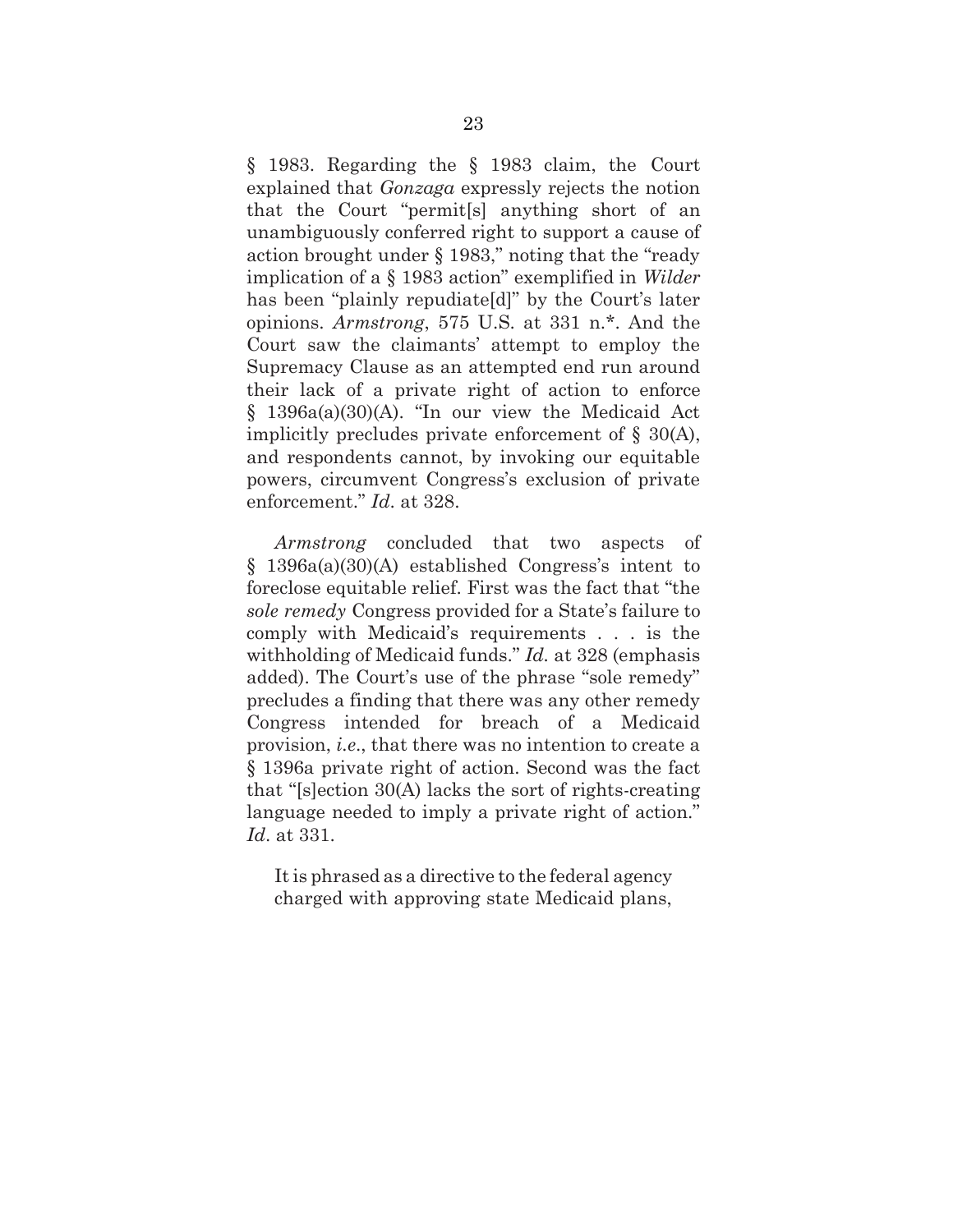§ 1983. Regarding the § 1983 claim, the Court explained that *Gonzaga* expressly rejects the notion that the Court "permit[s] anything short of an unambiguously conferred right to support a cause of action brought under § 1983," noting that the "ready implication of a § 1983 action" exemplified in *Wilder* has been "plainly repudiate[d]" by the Court's later opinions. *Armstrong*, 575 U.S. at 331 n.*. And the Court saw the claimants' attempt to employ the Supremacy Clause as an attempted end run around their lack of a private right of action to enforce § 1396a(a)(30)(A). "In our view the Medicaid Act implicitly precludes private enforcement of § 30(A), and respondents cannot, by invoking our equitable powers, circumvent Congress's exclusion of private enforcement." *Id*. at 328.

*Armstrong* concluded that two aspects of § 1396a(a)(30)(A) established Congress's intent to foreclose equitable relief. First was the fact that "the *sole remedy* Congress provided for a State's failure to comply with Medicaid's requirements . . . is the withholding of Medicaid funds." *Id.* at 328 (emphasis added). The Court's use of the phrase "sole remedy" precludes a finding that there was any other remedy Congress intended for breach of a Medicaid provision, *i.e.*, that there was no intention to create a § 1396a private right of action. Second was the fact that "[s]ection 30(A) lacks the sort of rights-creating language needed to imply a private right of action." *Id*. at 331.

> It is phrased as a directive to the federal agency charged with approving state Medicaid plans,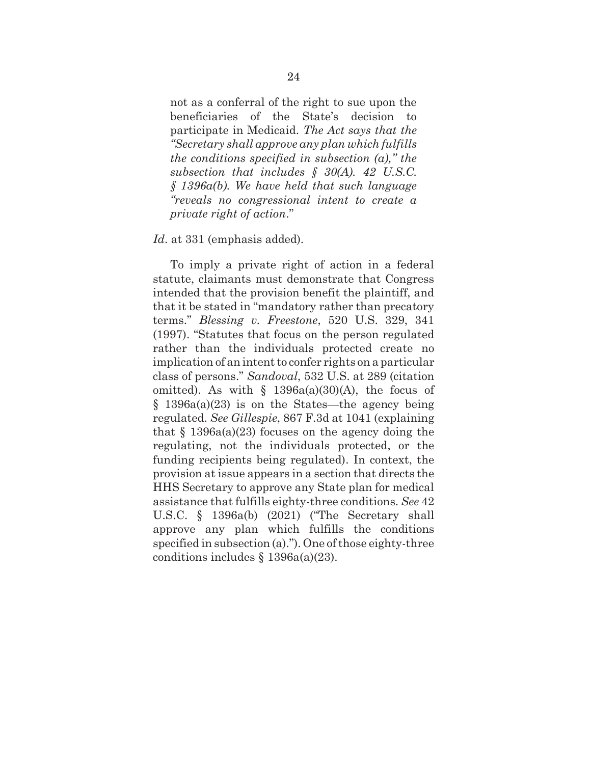> not as a conferral of the right to sue upon the beneficiaries of the State's decision to participate in Medicaid. *The Act says that the "Secretary shall approve any plan which fulfills the conditions specified in subsection (a)," the subsection that includes § 30(A). 42 U.S.C. § 1396a(b). We have held that such language "reveals no congressional intent to create a private right of action*."

*Id*. at 331 (emphasis added).

To imply a private right of action in a federal statute, claimants must demonstrate that Congress intended that the provision benefit the plaintiff, and that it be stated in "mandatory rather than precatory terms." *Blessing v. Freestone*, 520 U.S. 329, 341 (1997). "Statutes that focus on the person regulated rather than the individuals protected create no implication of an intent to confer rights on a particular class of persons." *Sandoval*, 532 U.S. at 289 (citation omitted). As with § 1396a(a)(30)(A), the focus of § 1396a(a)(23) is on the States—the agency being regulated. *See Gillespie*, 867 F.3d at 1041 (explaining that § 1396a(a)(23) focuses on the agency doing the regulating, not the individuals protected, or the funding recipients being regulated). In context, the provision at issue appears in a section that directs the HHS Secretary to approve any State plan for medical assistance that fulfills eighty-three conditions. *See* 42 U.S.C. § 1396a(b) (2021) ("The Secretary shall approve any plan which fulfills the conditions specified in subsection (a)."). One of those eighty-three conditions includes § 1396a(a)(23).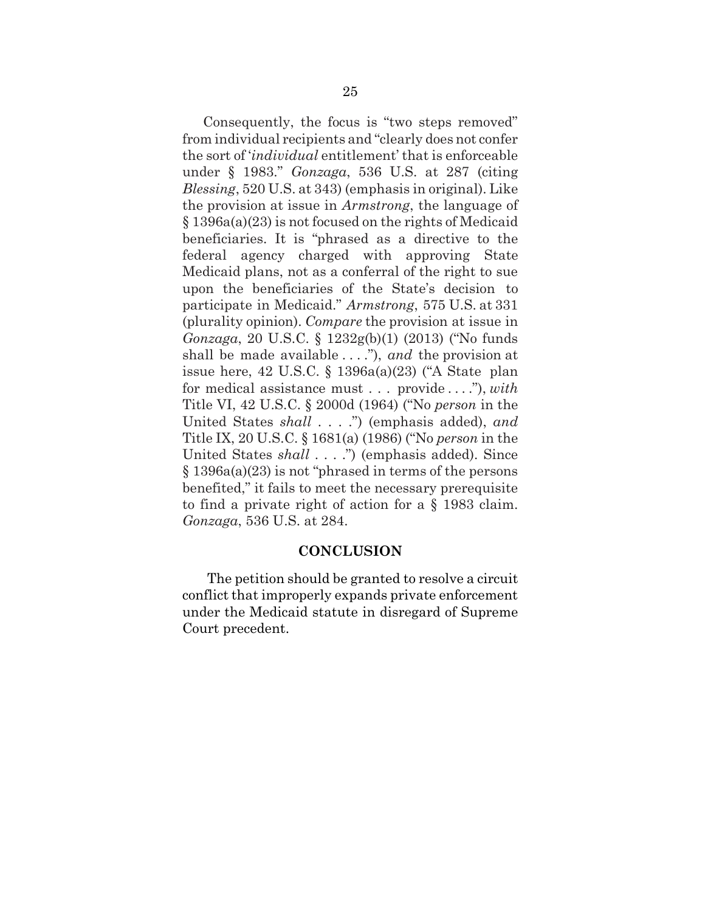Consequently, the focus is "two steps removed" from individual recipients and "clearly does not confer the sort of '*individual* entitlement' that is enforceable under § 1983." *Gonzaga*, 536 U.S. at 287 (citing *Blessing*, 520 U.S. at 343) (emphasis in original). Like the provision at issue in *Armstrong*, the language of § 1396a(a)(23) is not focused on the rights of Medicaid beneficiaries. It is "phrased as a directive to the federal agency charged with approving State Medicaid plans, not as a conferral of the right to sue upon the beneficiaries of the State's decision to participate in Medicaid." *Armstrong*, 575 U.S. at 331 (plurality opinion). *Compare* the provision at issue in *Gonzaga*, 20 U.S.C. § 1232g(b)(1) (2013) ("No funds shall be made available . . . ."), *and* the provision at issue here, 42 U.S.C. § 1396a(a)(23) ("A State plan for medical assistance must . . . provide . . . ."), *with* Title VI, 42 U.S.C. § 2000d (1964) ("No *person* in the United States *shall* . . . .") (emphasis added), *and* Title IX, 20 U.S.C. § 1681(a) (1986) ("No *person* in the United States *shall* . . . .") (emphasis added). Since § 1396a(a)(23) is not "phrased in terms of the persons benefited," it fails to meet the necessary prerequisite to find a private right of action for a § 1983 claim. *Gonzaga*, 536 U.S. at 284.

## CONCLUSION

The petition should be granted to resolve a circuit conflict that improperly expands private enforcement under the Medicaid statute in disregard of Supreme Court precedent.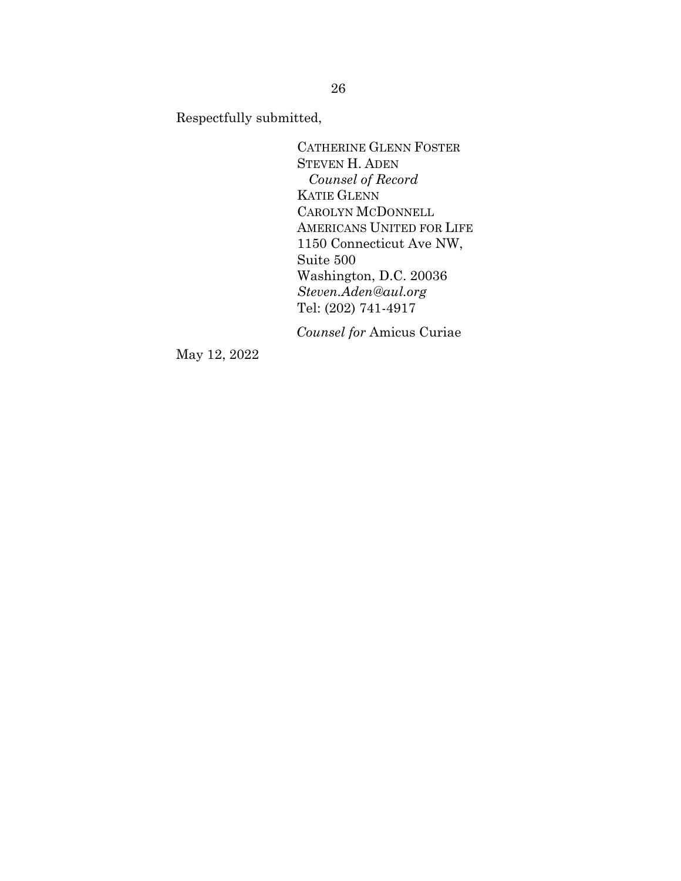Respectfully submitted,

CATHERINE GLENN FOSTER
STEVEN H. ADEN
*Counsel of Record*
KATIE GLENN
CAROLYN MCDONNELL
AMERICANS UNITED FOR LIFE
1150 Connecticut Ave NW,
Suite 500
Washington, D.C. 20036
*Steven.Aden@aul.org*
Tel: (202) 741-4917

*Counsel for* Amicus Curiae

May 12, 2022